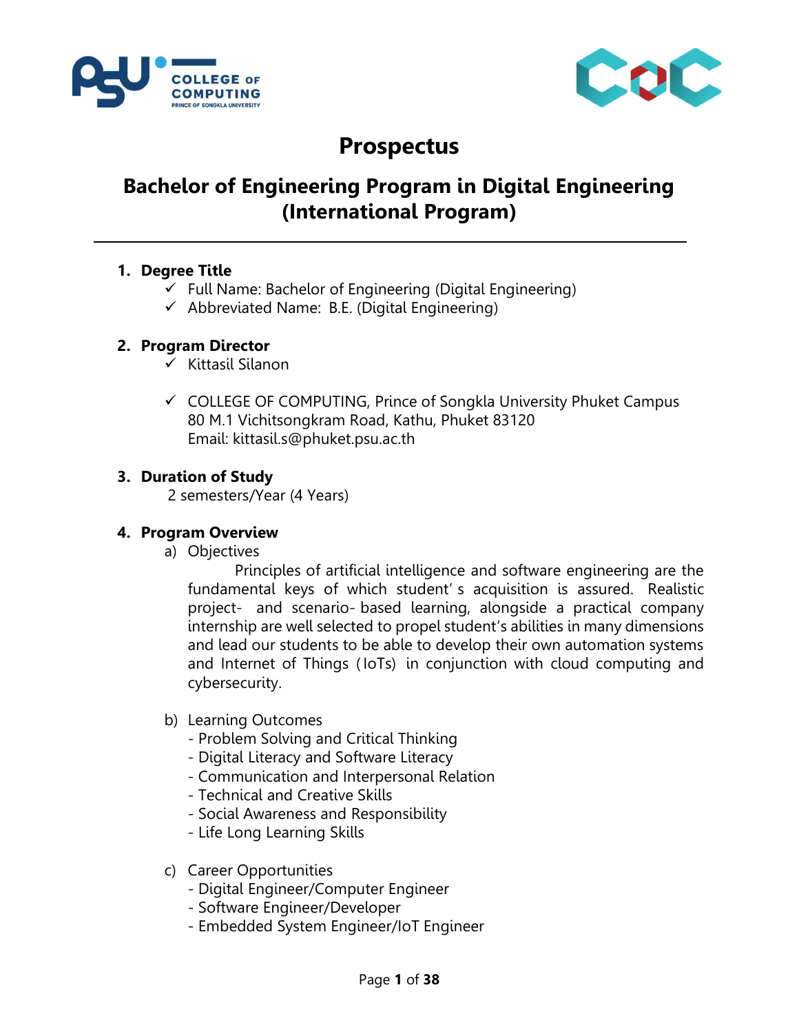# Prospectus

## Bachelor of Engineering Program in Digital Engineering (International Program)

---

### 1. Degree Title

- ✓ Full Name: Bachelor of Engineering (Digital Engineering)
- ✓ Abbreviated Name: B.E. (Digital Engineering)

### 2. Program Director

- ✓ Kittasil Silanon

- ✓ COLLEGE OF COMPUTING, Prince of Songkla University Phuket Campus
  80 M.1 Vichitsongkram Road, Kathu, Phuket 83120
  Email: kittasil.s@phuket.psu.ac.th

### 3. Duration of Study

2 semesters/Year (4 Years)

### 4. Program Overview

a) Objectives

Principles of artificial intelligence and software engineering are the fundamental keys of which student's acquisition is assured. Realistic project- and scenario-based learning, alongside a practical company internship are well selected to propel student's abilities in many dimensions and lead our students to be able to develop their own automation systems and Internet of Things (IoTs) in conjunction with cloud computing and cybersecurity.

b) Learning Outcomes

- Problem Solving and Critical Thinking
- Digital Literacy and Software Literacy
- Communication and Interpersonal Relation
- Technical and Creative Skills
- Social Awareness and Responsibility
- Life Long Learning Skills

c) Career Opportunities

- Digital Engineer/Computer Engineer
- Software Engineer/Developer
- Embedded System Engineer/IoT Engineer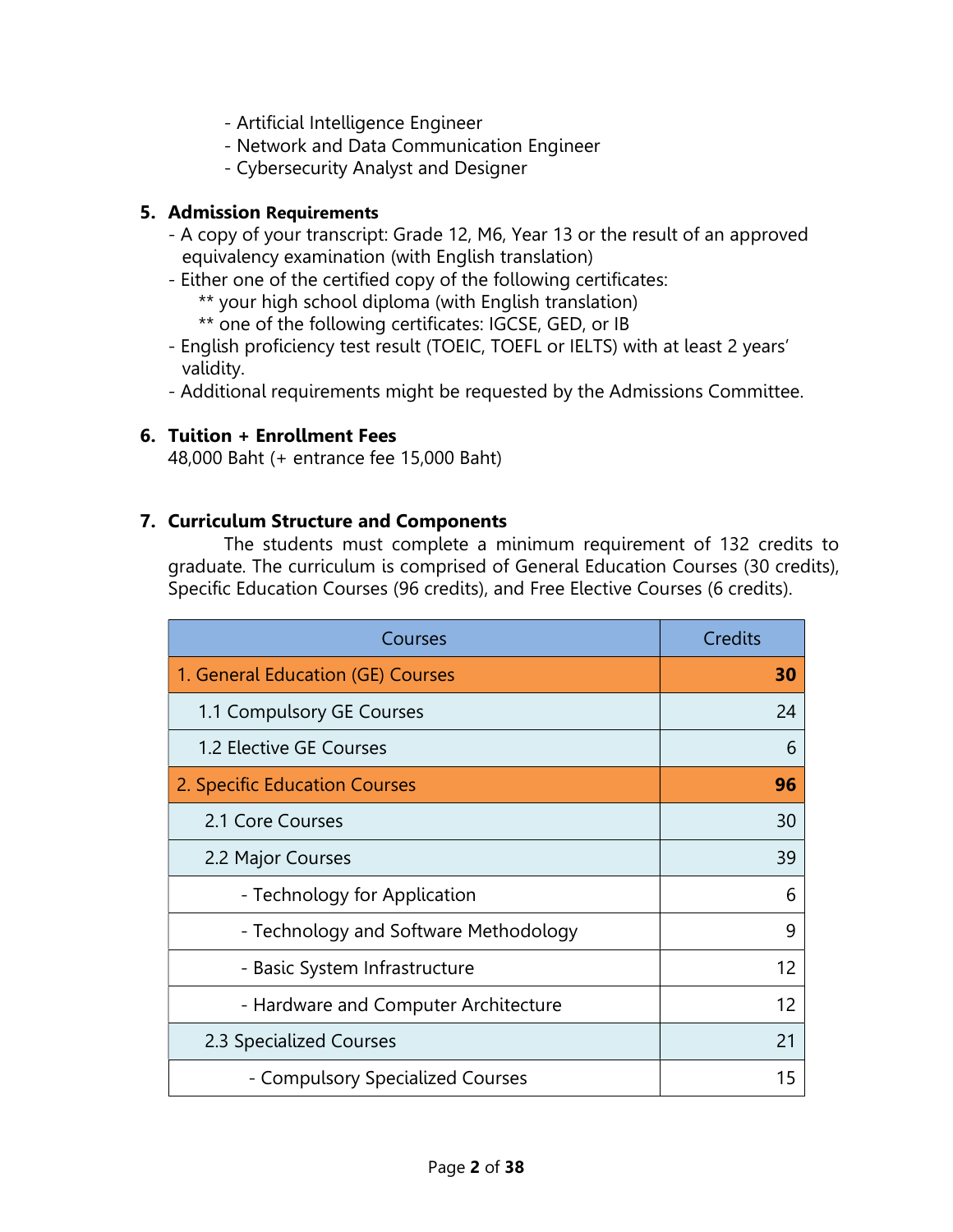- Artificial Intelligence Engineer
- Network and Data Communication Engineer
- Cybersecurity Analyst and Designer

## 5. Admission Requirements

- A copy of your transcript: Grade 12, M6, Year 13 or the result of an approved equivalency examination (with English translation)
- Either one of the certified copy of the following certificates:
  ** your high school diploma (with English translation)
  ** one of the following certificates: IGCSE, GED, or IB
- English proficiency test result (TOEIC, TOEFL or IELTS) with at least 2 years' validity.
- Additional requirements might be requested by the Admissions Committee.

## 6. Tuition + Enrollment Fees

48,000 Baht (+ entrance fee 15,000 Baht)

## 7. Curriculum Structure and Components

The students must complete a minimum requirement of 132 credits to graduate. The curriculum is comprised of General Education Courses (30 credits), Specific Education Courses (96 credits), and Free Elective Courses (6 credits).

| Courses | Credits |
|---|---|
| 1. General Education (GE) Courses | **30** |
| 1.1 Compulsory GE Courses | 24 |
| 1.2 Elective GE Courses | 6 |
| 2. Specific Education Courses | **96** |
| 2.1 Core Courses | 30 |
| 2.2 Major Courses | 39 |
| - Technology for Application | 6 |
| - Technology and Software Methodology | 9 |
| - Basic System Infrastructure | 12 |
| - Hardware and Computer Architecture | 12 |
| 2.3 Specialized Courses | 21 |
| - Compulsory Specialized Courses | 15 |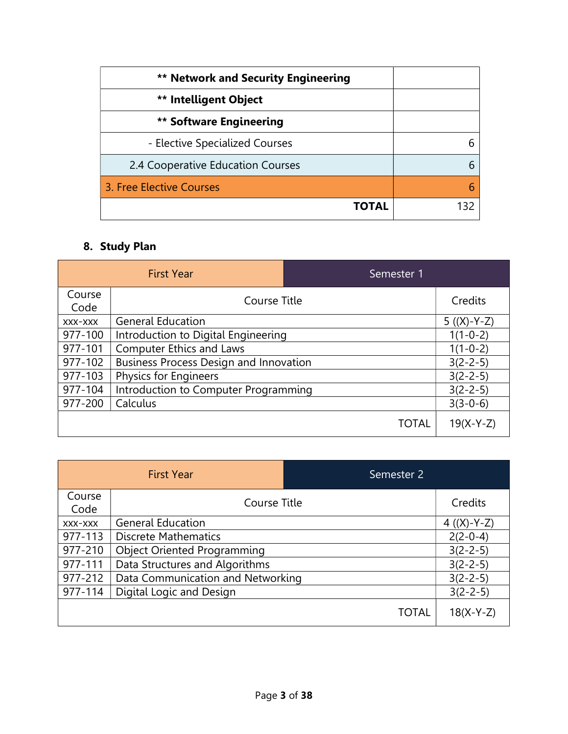| ** Network and Security Engineering | |
|---|---|
| ** Intelligent Object | |
| ** Software Engineering | |
| - Elective Specialized Courses | 6 |
| 2.4 Cooperative Education Courses | 6 |
| 3. Free Elective Courses | 6 |
| **TOTAL** | 132 |

## 8. Study Plan

| First Year | Semester 1 | |
|---|---|---|
| Course Code | Course Title | Credits |
| xxx-xxx | General Education | 5 ((X)-Y-Z) |
| 977-100 | Introduction to Digital Engineering | 1(1-0-2) |
| 977-101 | Computer Ethics and Laws | 1(1-0-2) |
| 977-102 | Business Process Design and Innovation | 3(2-2-5) |
| 977-103 | Physics for Engineers | 3(2-2-5) |
| 977-104 | Introduction to Computer Programming | 3(2-2-5) |
| 977-200 | Calculus | 3(3-0-6) |
| | TOTAL | 19(X-Y-Z) |

| First Year | Semester 2 | |
|---|---|---|
| Course Code | Course Title | Credits |
| xxx-xxx | General Education | 4 ((X)-Y-Z) |
| 977-113 | Discrete Mathematics | 2(2-0-4) |
| 977-210 | Object Oriented Programming | 3(2-2-5) |
| 977-111 | Data Structures and Algorithms | 3(2-2-5) |
| 977-212 | Data Communication and Networking | 3(2-2-5) |
| 977-114 | Digital Logic and Design | 3(2-2-5) |
| | TOTAL | 18(X-Y-Z) |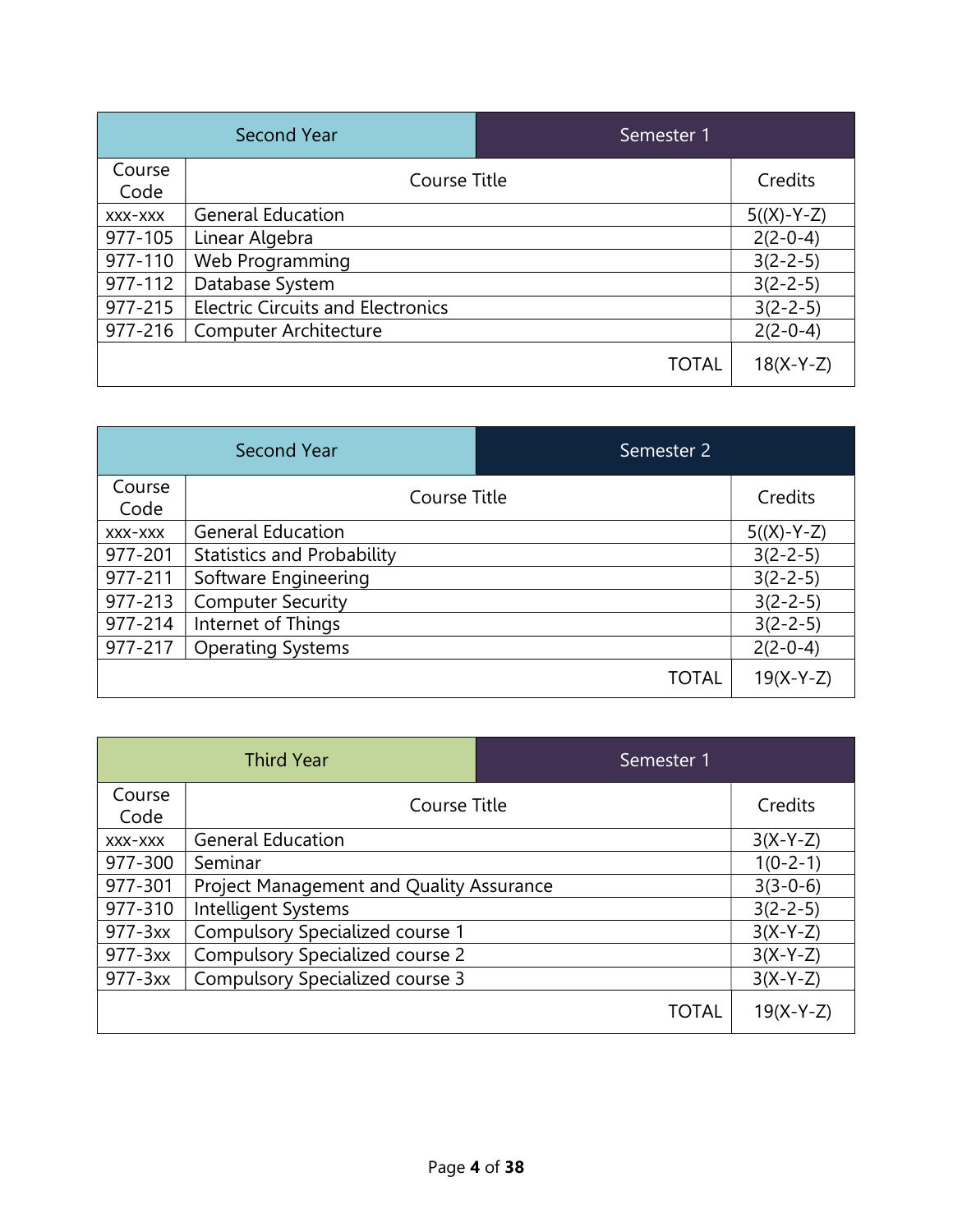| Second Year | Semester 1 | |
|---|---|---|
| Course Code | Course Title | Credits |
| xxx-xxx | General Education | 5((X)-Y-Z) |
| 977-105 | Linear Algebra | 2(2-0-4) |
| 977-110 | Web Programming | 3(2-2-5) |
| 977-112 | Database System | 3(2-2-5) |
| 977-215 | Electric Circuits and Electronics | 3(2-2-5) |
| 977-216 | Computer Architecture | 2(2-0-4) |
| | TOTAL | 18(X-Y-Z) |

| Second Year | Semester 2 | |
|---|---|---|
| Course Code | Course Title | Credits |
| xxx-xxx | General Education | 5((X)-Y-Z) |
| 977-201 | Statistics and Probability | 3(2-2-5) |
| 977-211 | Software Engineering | 3(2-2-5) |
| 977-213 | Computer Security | 3(2-2-5) |
| 977-214 | Internet of Things | 3(2-2-5) |
| 977-217 | Operating Systems | 2(2-0-4) |
| | TOTAL | 19(X-Y-Z) |

| Third Year | Semester 1 | |
|---|---|---|
| Course Code | Course Title | Credits |
| xxx-xxx | General Education | 3(X-Y-Z) |
| 977-300 | Seminar | 1(0-2-1) |
| 977-301 | Project Management and Quality Assurance | 3(3-0-6) |
| 977-310 | Intelligent Systems | 3(2-2-5) |
| 977-3xx | Compulsory Specialized course 1 | 3(X-Y-Z) |
| 977-3xx | Compulsory Specialized course 2 | 3(X-Y-Z) |
| 977-3xx | Compulsory Specialized course 3 | 3(X-Y-Z) |
| | TOTAL | 19(X-Y-Z) |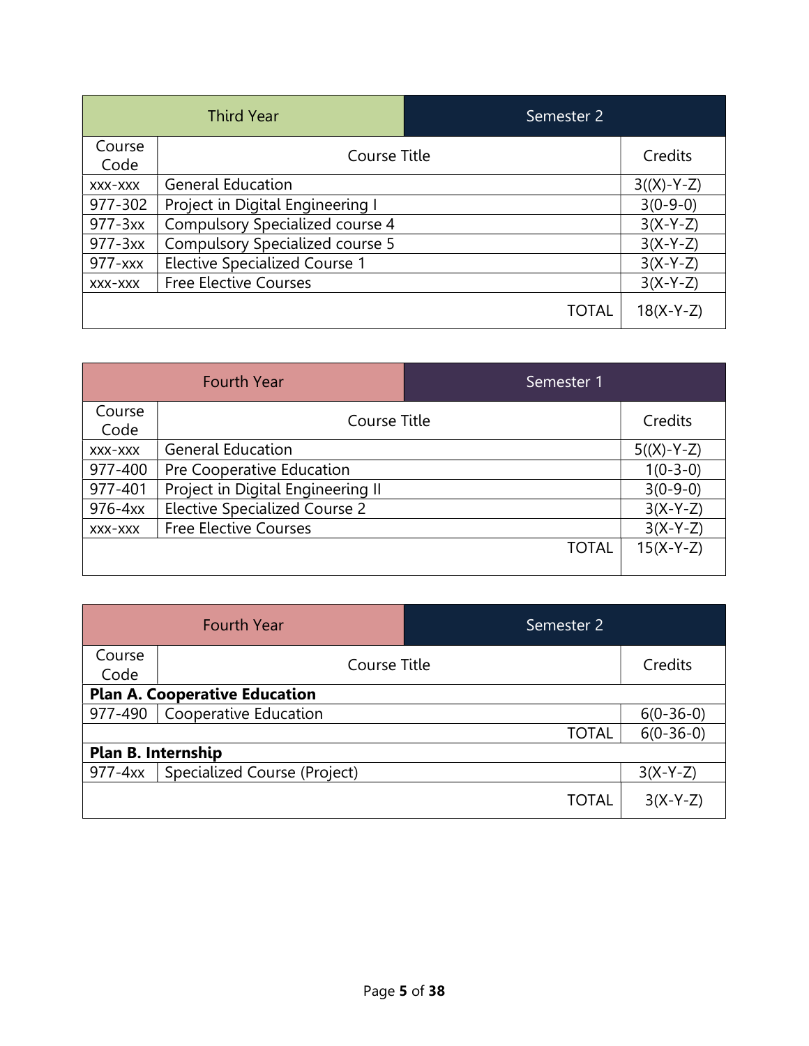| Third Year | Semester 2 | |
|---|---|---|
| Course Code | Course Title | Credits |
| xxx-xxx | General Education | 3((X)-Y-Z) |
| 977-302 | Project in Digital Engineering I | 3(0-9-0) |
| 977-3xx | Compulsory Specialized course 4 | 3(X-Y-Z) |
| 977-3xx | Compulsory Specialized course 5 | 3(X-Y-Z) |
| 977-xxx | Elective Specialized Course 1 | 3(X-Y-Z) |
| xxx-xxx | Free Elective Courses | 3(X-Y-Z) |
| | TOTAL | 18(X-Y-Z) |

| Fourth Year | Semester 1 | |
|---|---|---|
| Course Code | Course Title | Credits |
| xxx-xxx | General Education | 5((X)-Y-Z) |
| 977-400 | Pre Cooperative Education | 1(0-3-0) |
| 977-401 | Project in Digital Engineering II | 3(0-9-0) |
| 976-4xx | Elective Specialized Course 2 | 3(X-Y-Z) |
| xxx-xxx | Free Elective Courses | 3(X-Y-Z) |
| | TOTAL | 15(X-Y-Z) |

| Fourth Year | Semester 2 | |
|---|---|---|
| Course Code | Course Title | Credits |
| **Plan A. Cooperative Education** | | |
| 977-490 | Cooperative Education | 6(0-36-0) |
| | TOTAL | 6(0-36-0) |
| **Plan B. Internship** | | |
| 977-4xx | Specialized Course (Project) | 3(X-Y-Z) |
| | TOTAL | 3(X-Y-Z) |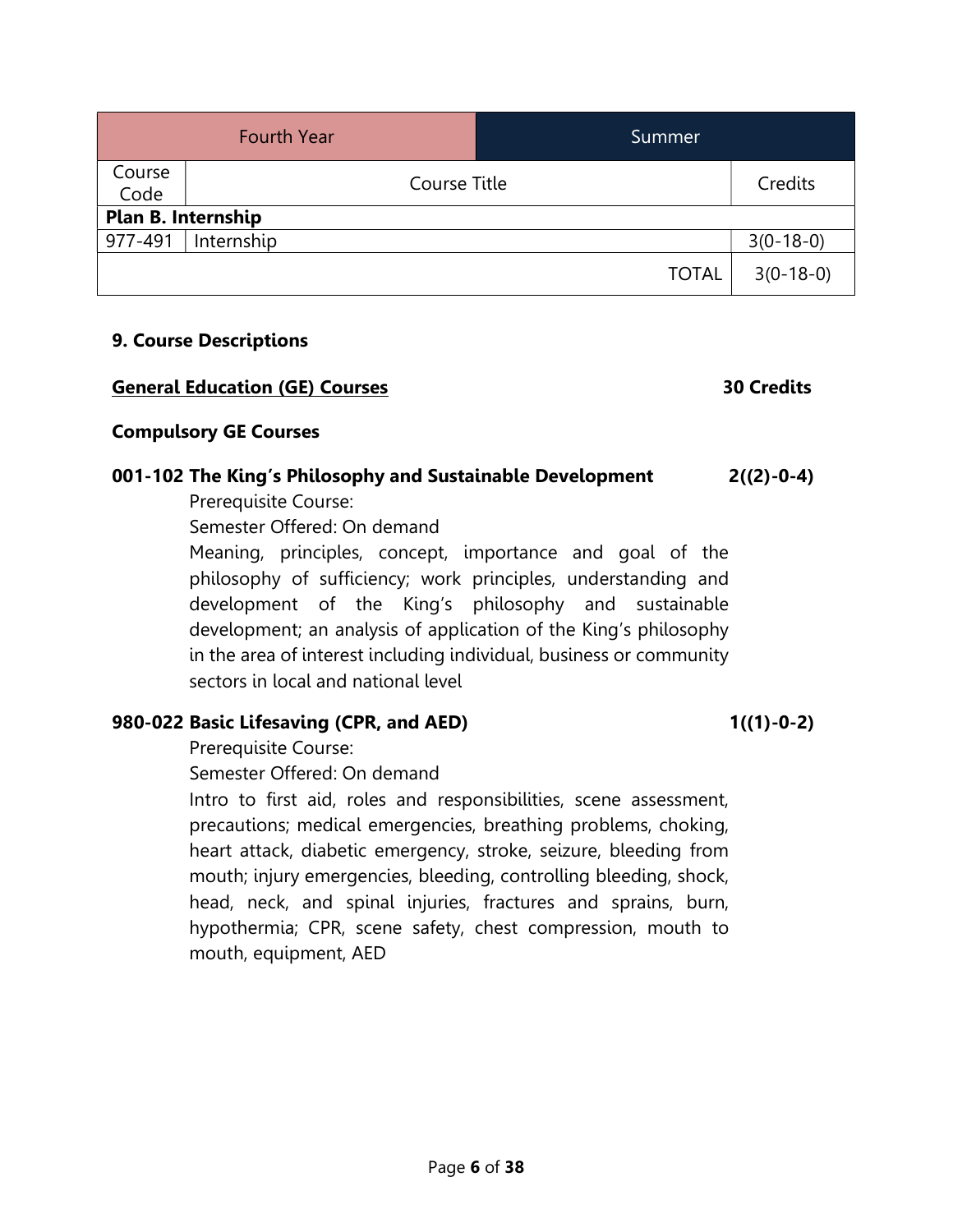| Fourth Year | Summer | |
|---|---|---|
| Course Code | Course Title | Credits |
| **Plan B. Internship** | | |
| 977-491 | Internship | 3(0-18-0) |
| | TOTAL | 3(0-18-0) |

### 9. Course Descriptions

**General Education (GE) Courses** **30 Credits**

**Compulsory GE Courses**

**001-102 The King's Philosophy and Sustainable Development** **2((2)-0-4)**

Prerequisite Course:

Semester Offered: On demand

Meaning, principles, concept, importance and goal of the philosophy of sufficiency; work principles, understanding and development of the King's philosophy and sustainable development; an analysis of application of the King's philosophy in the area of interest including individual, business or community sectors in local and national level

**980-022 Basic Lifesaving (CPR, and AED)** **1((1)-0-2)**

Prerequisite Course:

Semester Offered: On demand

Intro to first aid, roles and responsibilities, scene assessment, precautions; medical emergencies, breathing problems, choking, heart attack, diabetic emergency, stroke, seizure, bleeding from mouth; injury emergencies, bleeding, controlling bleeding, shock, head, neck, and spinal injuries, fractures and sprains, burn, hypothermia; CPR, scene safety, chest compression, mouth to mouth, equipment, AED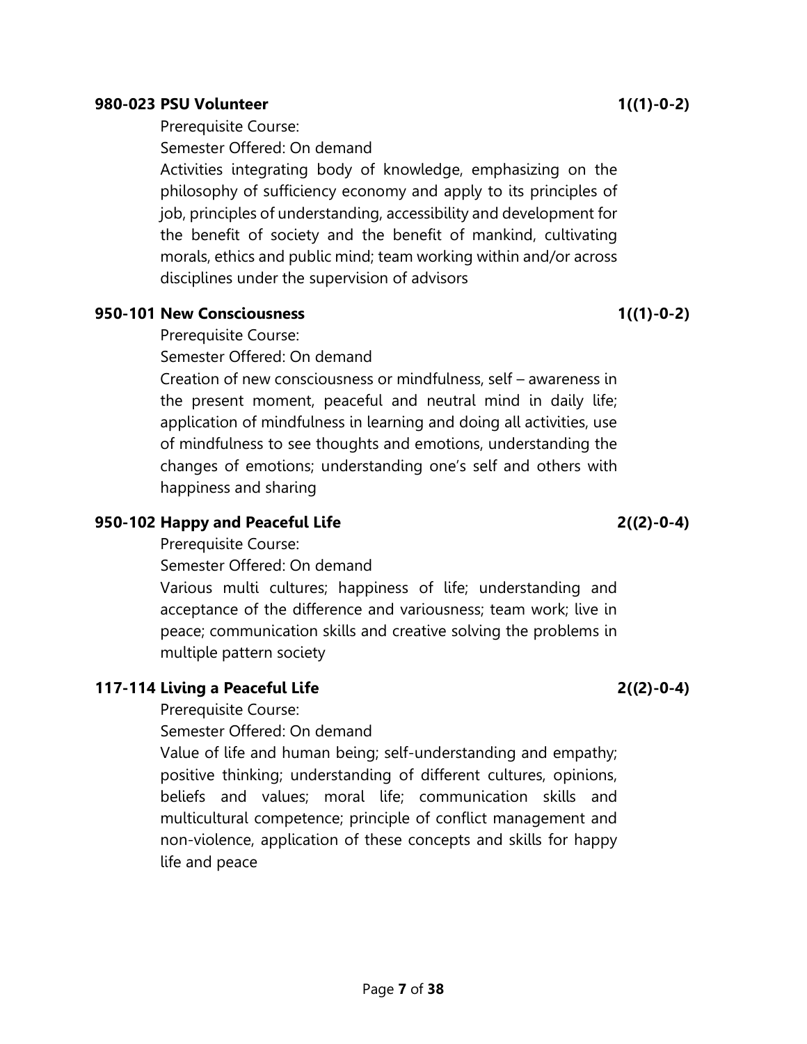**980-023 PSU Volunteer** **1((1)-0-2)**

Prerequisite Course:

Semester Offered: On demand

Activities integrating body of knowledge, emphasizing on the philosophy of sufficiency economy and apply to its principles of job, principles of understanding, accessibility and development for the benefit of society and the benefit of mankind, cultivating morals, ethics and public mind; team working within and/or across disciplines under the supervision of advisors

**950-101 New Consciousness** **1((1)-0-2)**

Prerequisite Course:

Semester Offered: On demand

Creation of new consciousness or mindfulness, self – awareness in the present moment, peaceful and neutral mind in daily life; application of mindfulness in learning and doing all activities, use of mindfulness to see thoughts and emotions, understanding the changes of emotions; understanding one's self and others with happiness and sharing

**950-102 Happy and Peaceful Life** **2((2)-0-4)**

Prerequisite Course:

Semester Offered: On demand

Various multi cultures; happiness of life; understanding and acceptance of the difference and variousness; team work; live in peace; communication skills and creative solving the problems in multiple pattern society

**117-114 Living a Peaceful Life** **2((2)-0-4)**

Prerequisite Course:

Semester Offered: On demand

Value of life and human being; self-understanding and empathy; positive thinking; understanding of different cultures, opinions, beliefs and values; moral life; communication skills and multicultural competence; principle of conflict management and non-violence, application of these concepts and skills for happy life and peace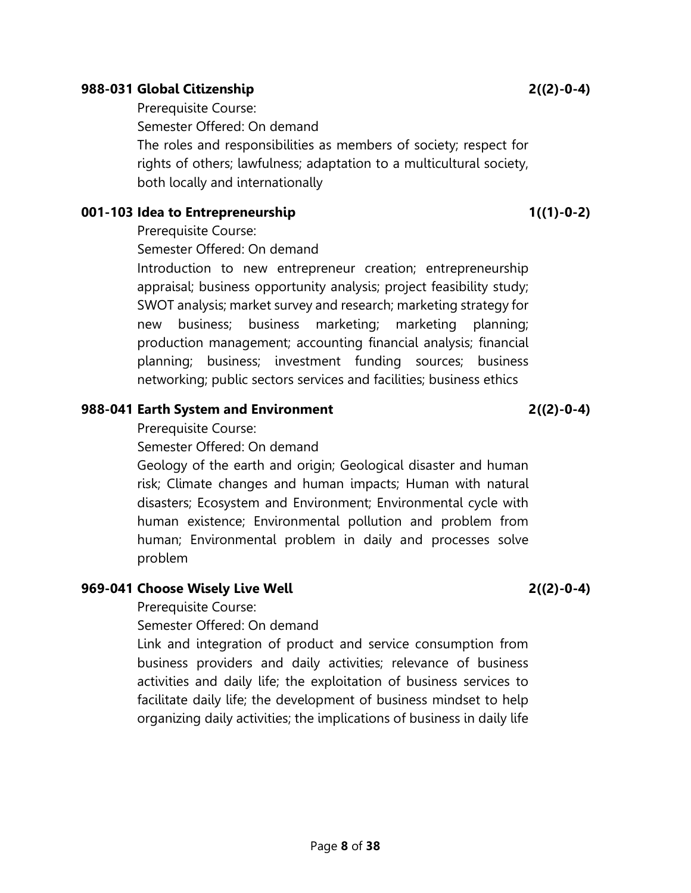**988-031 Global Citizenship** **2((2)-0-4)**

Prerequisite Course:

Semester Offered: On demand

The roles and responsibilities as members of society; respect for rights of others; lawfulness; adaptation to a multicultural society, both locally and internationally

**001-103 Idea to Entrepreneurship** **1((1)-0-2)**

Prerequisite Course:

Semester Offered: On demand

Introduction to new entrepreneur creation; entrepreneurship appraisal; business opportunity analysis; project feasibility study; SWOT analysis; market survey and research; marketing strategy for new business; business marketing; marketing planning; production management; accounting financial analysis; financial planning; business; investment funding sources; business networking; public sectors services and facilities; business ethics

**988-041 Earth System and Environment** **2((2)-0-4)**

Prerequisite Course:

Semester Offered: On demand

Geology of the earth and origin; Geological disaster and human risk; Climate changes and human impacts; Human with natural disasters; Ecosystem and Environment; Environmental cycle with human existence; Environmental pollution and problem from human; Environmental problem in daily and processes solve problem

**969-041 Choose Wisely Live Well** **2((2)-0-4)**

Prerequisite Course:

Semester Offered: On demand

Link and integration of product and service consumption from business providers and daily activities; relevance of business activities and daily life; the exploitation of business services to facilitate daily life; the development of business mindset to help organizing daily activities; the implications of business in daily life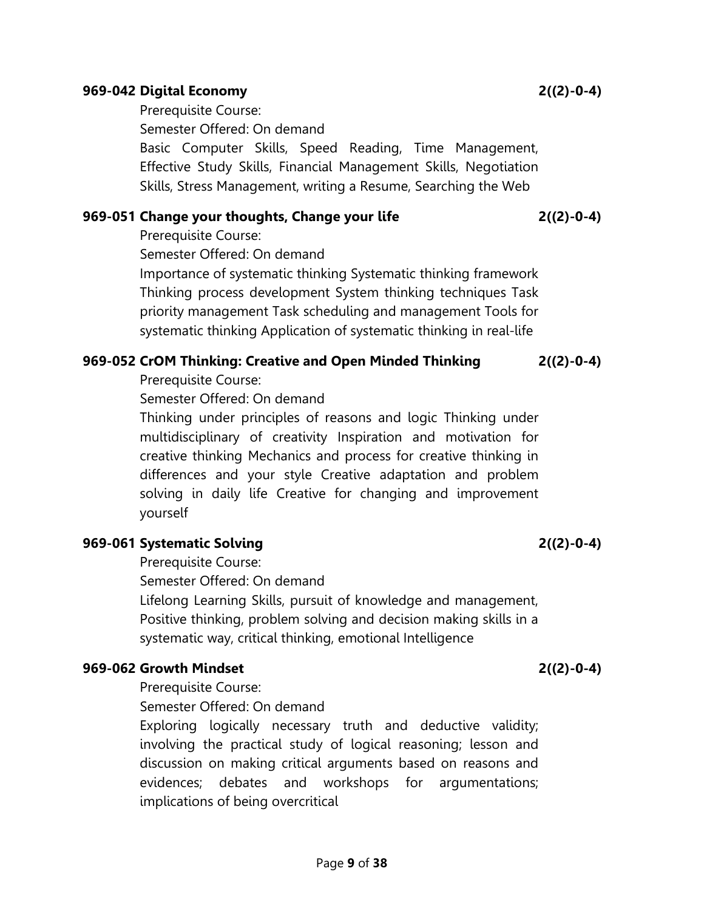**969-042 Digital Economy** **2((2)-0-4)**

Prerequisite Course:

Semester Offered: On demand

Basic Computer Skills, Speed Reading, Time Management, Effective Study Skills, Financial Management Skills, Negotiation Skills, Stress Management, writing a Resume, Searching the Web

**969-051 Change your thoughts, Change your life** **2((2)-0-4)**

Prerequisite Course:

Semester Offered: On demand

Importance of systematic thinking Systematic thinking framework Thinking process development System thinking techniques Task priority management Task scheduling and management Tools for systematic thinking Application of systematic thinking in real-life

**969-052 CrOM Thinking: Creative and Open Minded Thinking** **2((2)-0-4)**

Prerequisite Course:

Semester Offered: On demand

Thinking under principles of reasons and logic Thinking under multidisciplinary of creativity Inspiration and motivation for creative thinking Mechanics and process for creative thinking in differences and your style Creative adaptation and problem solving in daily life Creative for changing and improvement yourself

**969-061 Systematic Solving** **2((2)-0-4)**

Prerequisite Course:

Semester Offered: On demand

Lifelong Learning Skills, pursuit of knowledge and management, Positive thinking, problem solving and decision making skills in a systematic way, critical thinking, emotional Intelligence

**969-062 Growth Mindset** **2((2)-0-4)**

Prerequisite Course:

Semester Offered: On demand

Exploring logically necessary truth and deductive validity; involving the practical study of logical reasoning; lesson and discussion on making critical arguments based on reasons and evidences; debates and workshops for argumentations; implications of being overcritical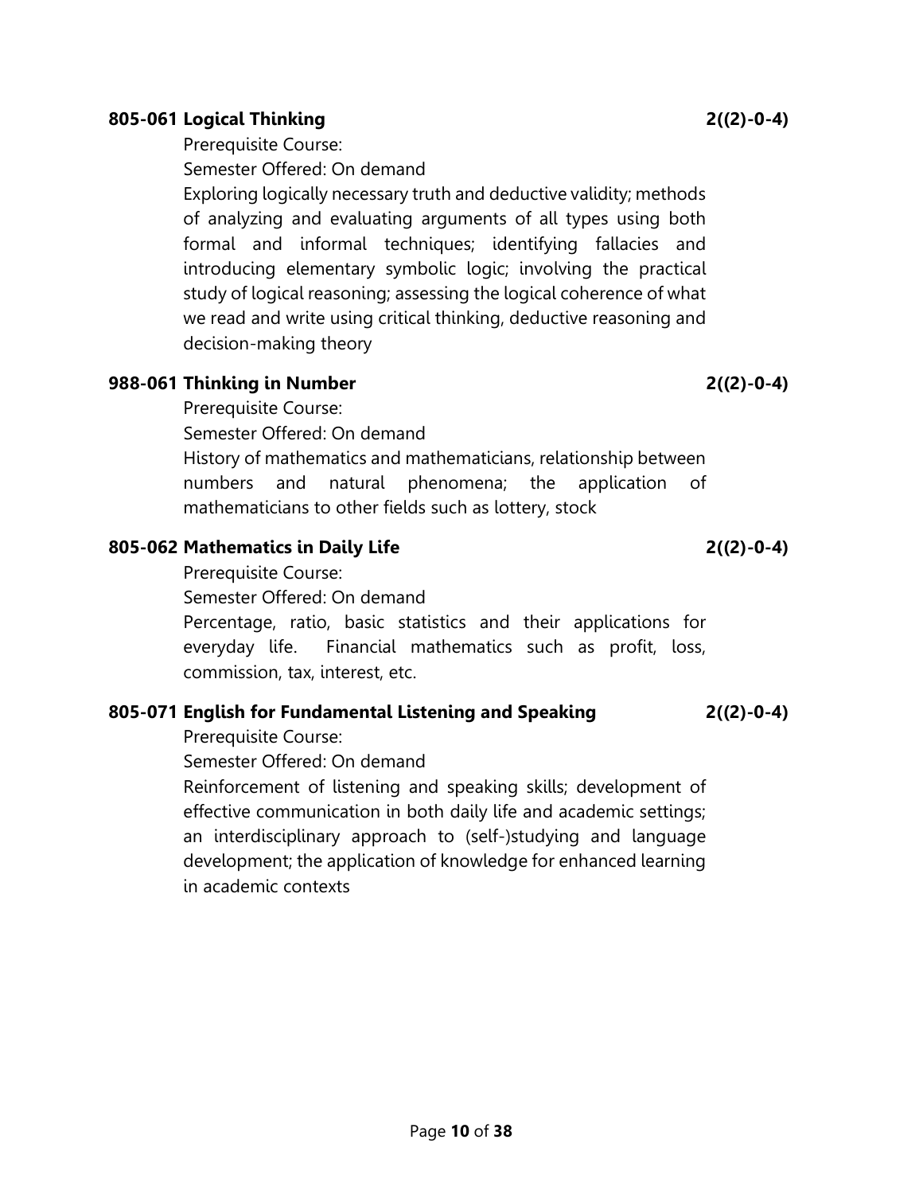**805-061 Logical Thinking** **2((2)-0-4)**

Prerequisite Course:

Semester Offered: On demand

Exploring logically necessary truth and deductive validity; methods of analyzing and evaluating arguments of all types using both formal and informal techniques; identifying fallacies and introducing elementary symbolic logic; involving the practical study of logical reasoning; assessing the logical coherence of what we read and write using critical thinking, deductive reasoning and decision-making theory

**988-061 Thinking in Number** **2((2)-0-4)**

Prerequisite Course:

Semester Offered: On demand

History of mathematics and mathematicians, relationship between numbers and natural phenomena; the application of mathematicians to other fields such as lottery, stock

**805-062 Mathematics in Daily Life** **2((2)-0-4)**

Prerequisite Course:

Semester Offered: On demand

Percentage, ratio, basic statistics and their applications for everyday life. Financial mathematics such as profit, loss, commission, tax, interest, etc.

**805-071 English for Fundamental Listening and Speaking** **2((2)-0-4)**

Prerequisite Course:

Semester Offered: On demand

Reinforcement of listening and speaking skills; development of effective communication in both daily life and academic settings; an interdisciplinary approach to (self-)studying and language development; the application of knowledge for enhanced learning in academic contexts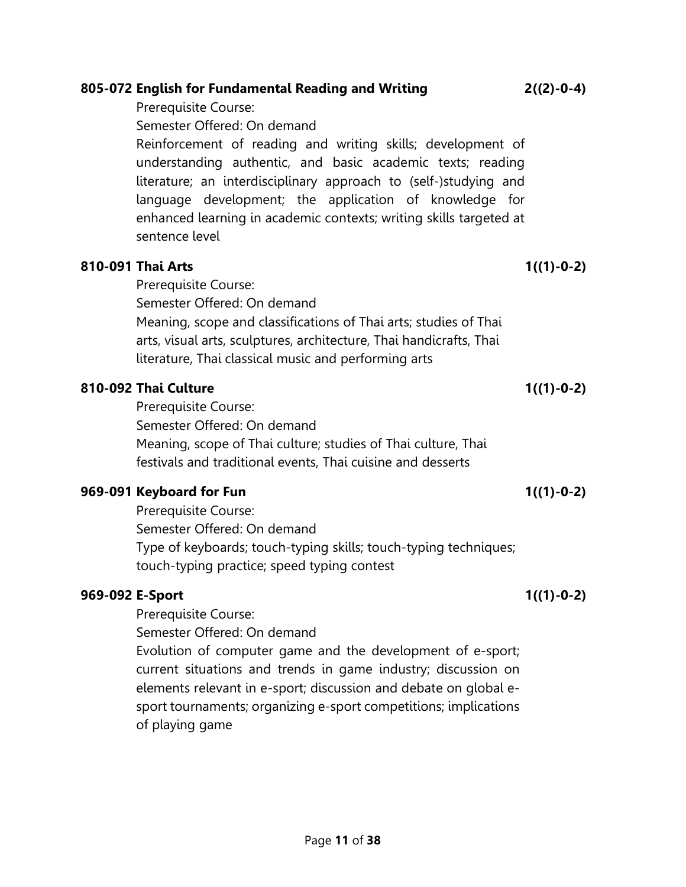**805-072 English for Fundamental Reading and Writing** **2((2)-0-4)**

Prerequisite Course:

Semester Offered: On demand

Reinforcement of reading and writing skills; development of understanding authentic, and basic academic texts; reading literature; an interdisciplinary approach to (self-)studying and language development; the application of knowledge for enhanced learning in academic contexts; writing skills targeted at sentence level

**810-091 Thai Arts** **1((1)-0-2)**

Prerequisite Course:

Semester Offered: On demand

Meaning, scope and classifications of Thai arts; studies of Thai arts, visual arts, sculptures, architecture, Thai handicrafts, Thai literature, Thai classical music and performing arts

**810-092 Thai Culture** **1((1)-0-2)**

Prerequisite Course:

Semester Offered: On demand

Meaning, scope of Thai culture; studies of Thai culture, Thai festivals and traditional events, Thai cuisine and desserts

**969-091 Keyboard for Fun** **1((1)-0-2)**

Prerequisite Course:

Semester Offered: On demand

Type of keyboards; touch-typing skills; touch-typing techniques; touch-typing practice; speed typing contest

**969-092 E-Sport** **1((1)-0-2)**

Prerequisite Course:

Semester Offered: On demand

Evolution of computer game and the development of e-sport; current situations and trends in game industry; discussion on elements relevant in e-sport; discussion and debate on global e-sport tournaments; organizing e-sport competitions; implications of playing game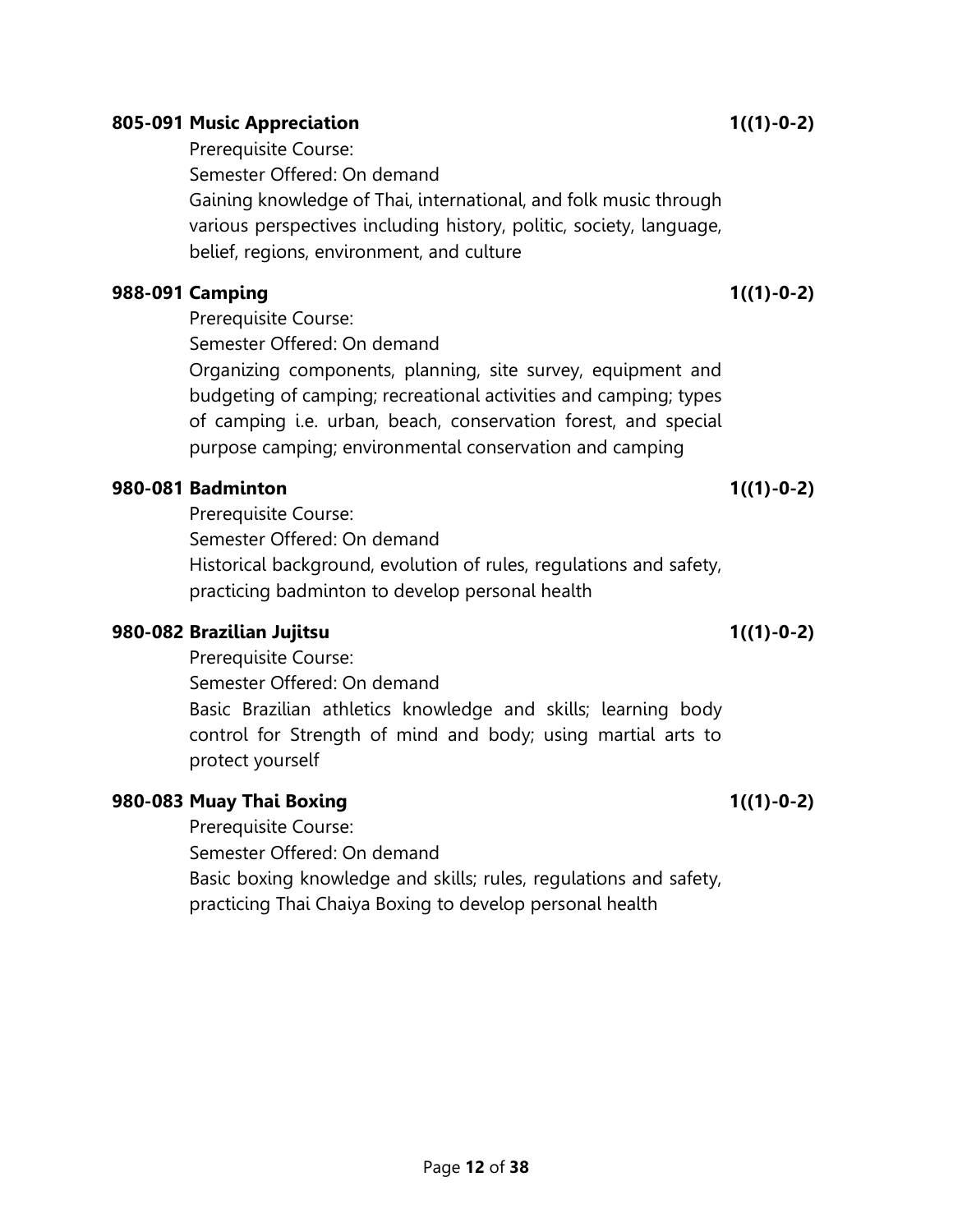**805-091 Music Appreciation** **1((1)-0-2)**

Prerequisite Course:

Semester Offered: On demand

Gaining knowledge of Thai, international, and folk music through various perspectives including history, politic, society, language, belief, regions, environment, and culture

**988-091 Camping** **1((1)-0-2)**

Prerequisite Course:

Semester Offered: On demand

Organizing components, planning, site survey, equipment and budgeting of camping; recreational activities and camping; types of camping i.e. urban, beach, conservation forest, and special purpose camping; environmental conservation and camping

**980-081 Badminton** **1((1)-0-2)**

Prerequisite Course:

Semester Offered: On demand

Historical background, evolution of rules, regulations and safety, practicing badminton to develop personal health

**980-082 Brazilian Jujitsu** **1((1)-0-2)**

Prerequisite Course:

Semester Offered: On demand

Basic Brazilian athletics knowledge and skills; learning body control for Strength of mind and body; using martial arts to protect yourself

**980-083 Muay Thai Boxing** **1((1)-0-2)**

Prerequisite Course:

Semester Offered: On demand

Basic boxing knowledge and skills; rules, regulations and safety, practicing Thai Chaiya Boxing to develop personal health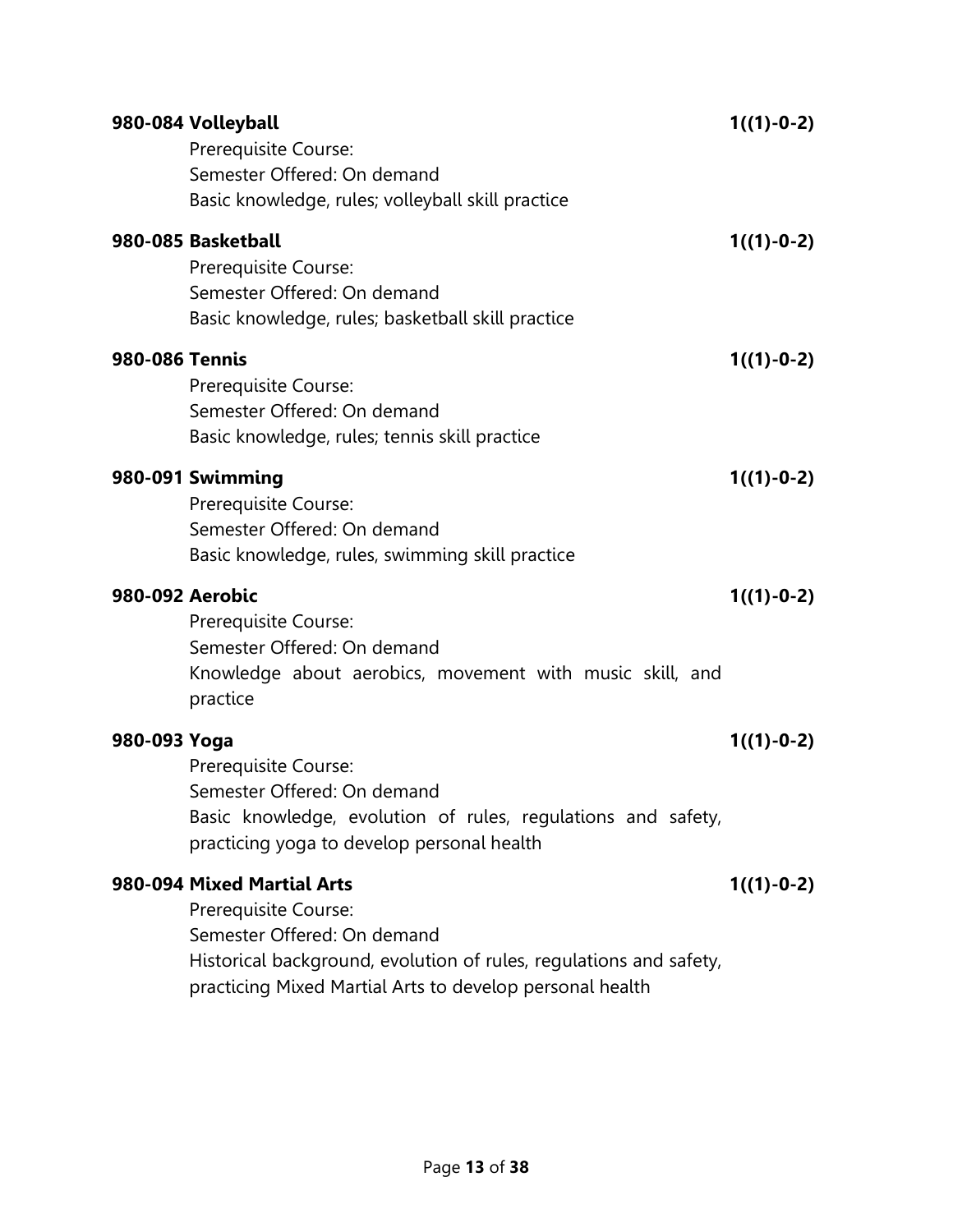**980-084 Volleyball** **1((1)-0-2)**

Prerequisite Course:
Semester Offered: On demand
Basic knowledge, rules; volleyball skill practice

**980-085 Basketball** **1((1)-0-2)**

Prerequisite Course:
Semester Offered: On demand
Basic knowledge, rules; basketball skill practice

**980-086 Tennis** **1((1)-0-2)**

Prerequisite Course:
Semester Offered: On demand
Basic knowledge, rules; tennis skill practice

**980-091 Swimming** **1((1)-0-2)**

Prerequisite Course:
Semester Offered: On demand
Basic knowledge, rules, swimming skill practice

**980-092 Aerobic** **1((1)-0-2)**

Prerequisite Course:
Semester Offered: On demand
Knowledge about aerobics, movement with music skill, and practice

**980-093 Yoga** **1((1)-0-2)**

Prerequisite Course:
Semester Offered: On demand
Basic knowledge, evolution of rules, regulations and safety, practicing yoga to develop personal health

**980-094 Mixed Martial Arts** **1((1)-0-2)**

Prerequisite Course:
Semester Offered: On demand
Historical background, evolution of rules, regulations and safety, practicing Mixed Martial Arts to develop personal health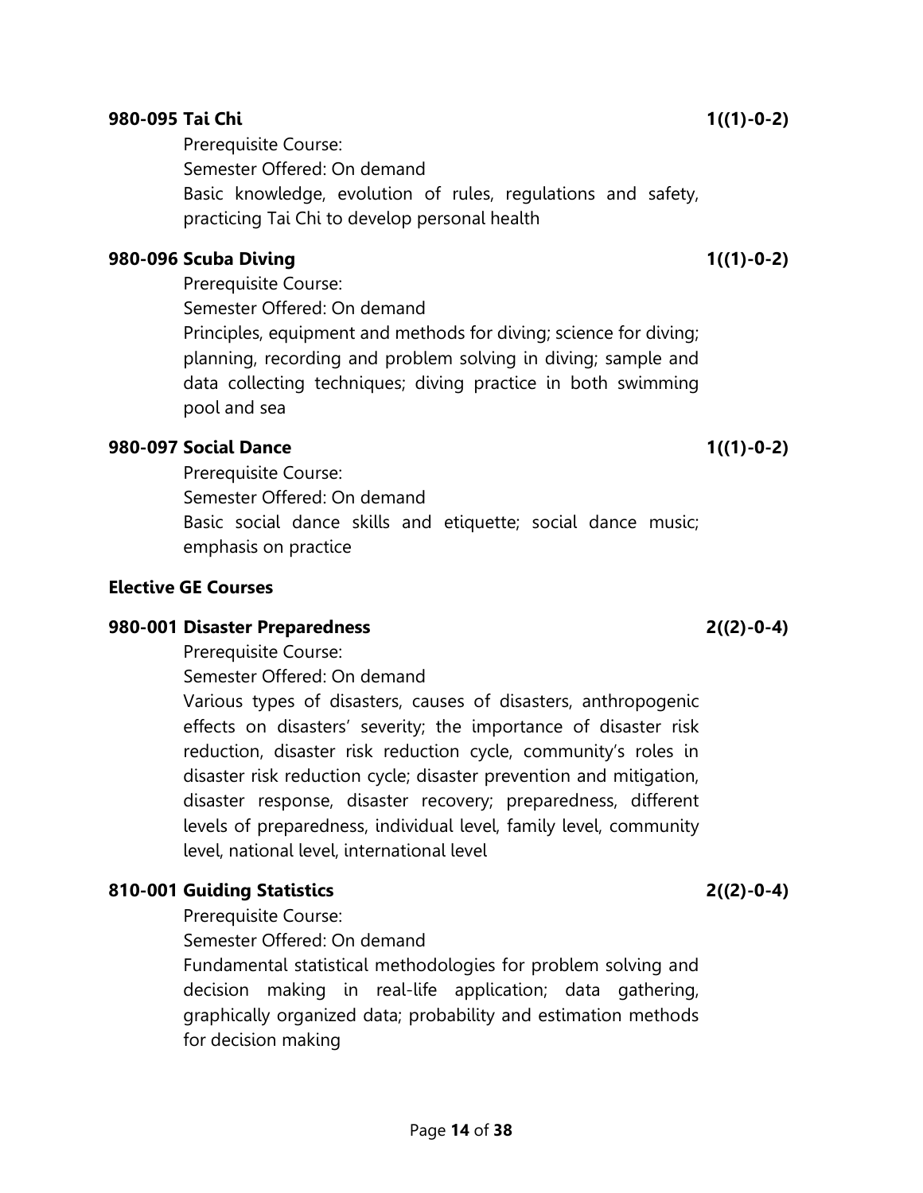**980-095 Tai Chi** **1((1)-0-2)**

Prerequisite Course:
Semester Offered: On demand
Basic knowledge, evolution of rules, regulations and safety, practicing Tai Chi to develop personal health

**980-096 Scuba Diving** **1((1)-0-2)**

Prerequisite Course:
Semester Offered: On demand
Principles, equipment and methods for diving; science for diving; planning, recording and problem solving in diving; sample and data collecting techniques; diving practice in both swimming pool and sea

**980-097 Social Dance** **1((1)-0-2)**

Prerequisite Course:
Semester Offered: On demand
Basic social dance skills and etiquette; social dance music; emphasis on practice

**Elective GE Courses**

**980-001 Disaster Preparedness** **2((2)-0-4)**

Prerequisite Course:
Semester Offered: On demand
Various types of disasters, causes of disasters, anthropogenic effects on disasters' severity; the importance of disaster risk reduction, disaster risk reduction cycle, community's roles in disaster risk reduction cycle; disaster prevention and mitigation, disaster response, disaster recovery; preparedness, different levels of preparedness, individual level, family level, community level, national level, international level

**810-001 Guiding Statistics** **2((2)-0-4)**

Prerequisite Course:
Semester Offered: On demand
Fundamental statistical methodologies for problem solving and decision making in real-life application; data gathering, graphically organized data; probability and estimation methods for decision making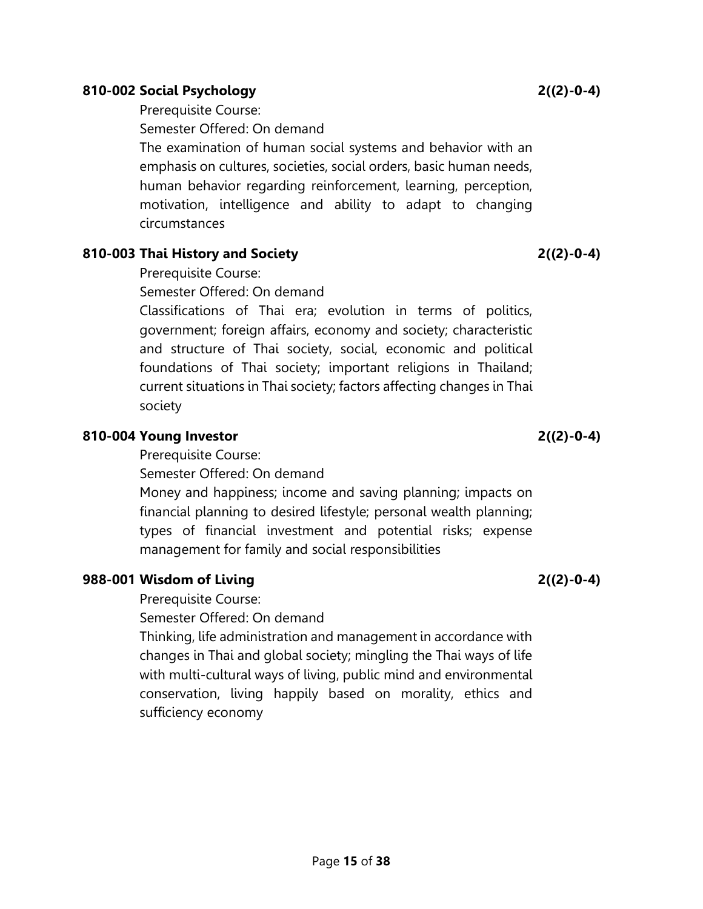**810-002 Social Psychology** **2((2)-0-4)**

Prerequisite Course:

Semester Offered: On demand

The examination of human social systems and behavior with an emphasis on cultures, societies, social orders, basic human needs, human behavior regarding reinforcement, learning, perception, motivation, intelligence and ability to adapt to changing circumstances

**810-003 Thai History and Society** **2((2)-0-4)**

Prerequisite Course:

Semester Offered: On demand

Classifications of Thai era; evolution in terms of politics, government; foreign affairs, economy and society; characteristic and structure of Thai society, social, economic and political foundations of Thai society; important religions in Thailand; current situations in Thai society; factors affecting changes in Thai society

**810-004 Young Investor** **2((2)-0-4)**

Prerequisite Course:

Semester Offered: On demand

Money and happiness; income and saving planning; impacts on financial planning to desired lifestyle; personal wealth planning; types of financial investment and potential risks; expense management for family and social responsibilities

**988-001 Wisdom of Living** **2((2)-0-4)**

Prerequisite Course:

Semester Offered: On demand

Thinking, life administration and management in accordance with changes in Thai and global society; mingling the Thai ways of life with multi-cultural ways of living, public mind and environmental conservation, living happily based on morality, ethics and sufficiency economy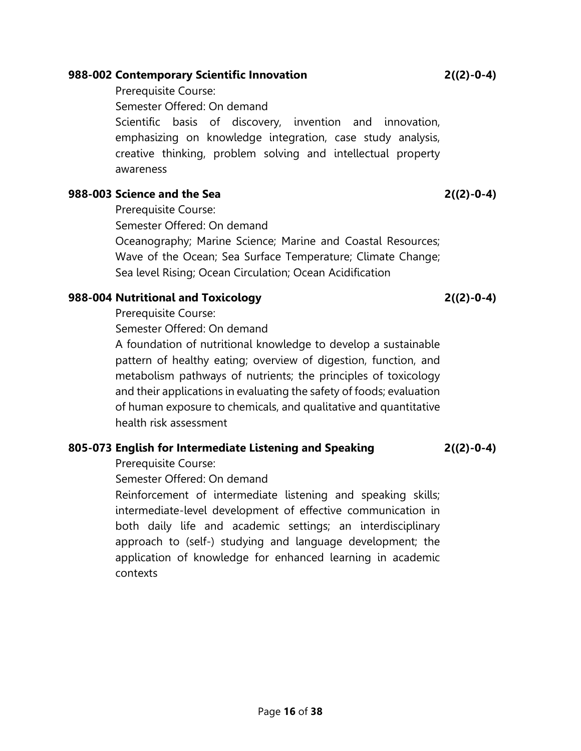**988-002 Contemporary Scientific Innovation** **2((2)-0-4)**

Prerequisite Course:

Semester Offered: On demand

Scientific basis of discovery, invention and innovation, emphasizing on knowledge integration, case study analysis, creative thinking, problem solving and intellectual property awareness

**988-003 Science and the Sea** **2((2)-0-4)**

Prerequisite Course:

Semester Offered: On demand

Oceanography; Marine Science; Marine and Coastal Resources; Wave of the Ocean; Sea Surface Temperature; Climate Change; Sea level Rising; Ocean Circulation; Ocean Acidification

**988-004 Nutritional and Toxicology** **2((2)-0-4)**

Prerequisite Course:

Semester Offered: On demand

A foundation of nutritional knowledge to develop a sustainable pattern of healthy eating; overview of digestion, function, and metabolism pathways of nutrients; the principles of toxicology and their applications in evaluating the safety of foods; evaluation of human exposure to chemicals, and qualitative and quantitative health risk assessment

**805-073 English for Intermediate Listening and Speaking** **2((2)-0-4)**

Prerequisite Course:

Semester Offered: On demand

Reinforcement of intermediate listening and speaking skills; intermediate-level development of effective communication in both daily life and academic settings; an interdisciplinary approach to (self-) studying and language development; the application of knowledge for enhanced learning in academic contexts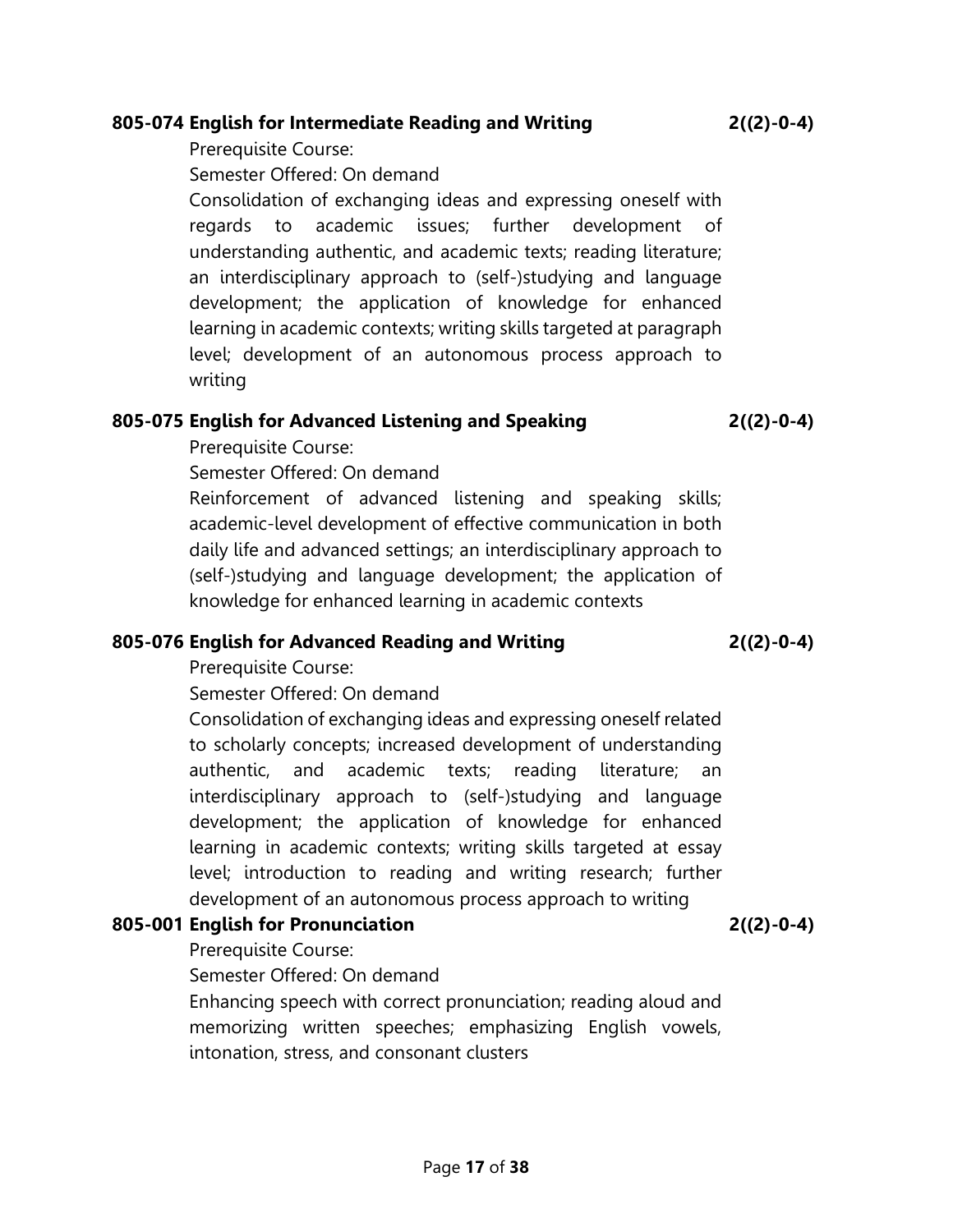**805-074 English for Intermediate Reading and Writing** **2((2)-0-4)**

Prerequisite Course:

Semester Offered: On demand

Consolidation of exchanging ideas and expressing oneself with regards to academic issues; further development of understanding authentic, and academic texts; reading literature; an interdisciplinary approach to (self-)studying and language development; the application of knowledge for enhanced learning in academic contexts; writing skills targeted at paragraph level; development of an autonomous process approach to writing

**805-075 English for Advanced Listening and Speaking** **2((2)-0-4)**

Prerequisite Course:

Semester Offered: On demand

Reinforcement of advanced listening and speaking skills; academic-level development of effective communication in both daily life and advanced settings; an interdisciplinary approach to (self-)studying and language development; the application of knowledge for enhanced learning in academic contexts

**805-076 English for Advanced Reading and Writing** **2((2)-0-4)**

Prerequisite Course:

Semester Offered: On demand

Consolidation of exchanging ideas and expressing oneself related to scholarly concepts; increased development of understanding authentic, and academic texts; reading literature; an interdisciplinary approach to (self-)studying and language development; the application of knowledge for enhanced learning in academic contexts; writing skills targeted at essay level; introduction to reading and writing research; further development of an autonomous process approach to writing

**805-001 English for Pronunciation** **2((2)-0-4)**

Prerequisite Course:

Semester Offered: On demand

Enhancing speech with correct pronunciation; reading aloud and memorizing written speeches; emphasizing English vowels, intonation, stress, and consonant clusters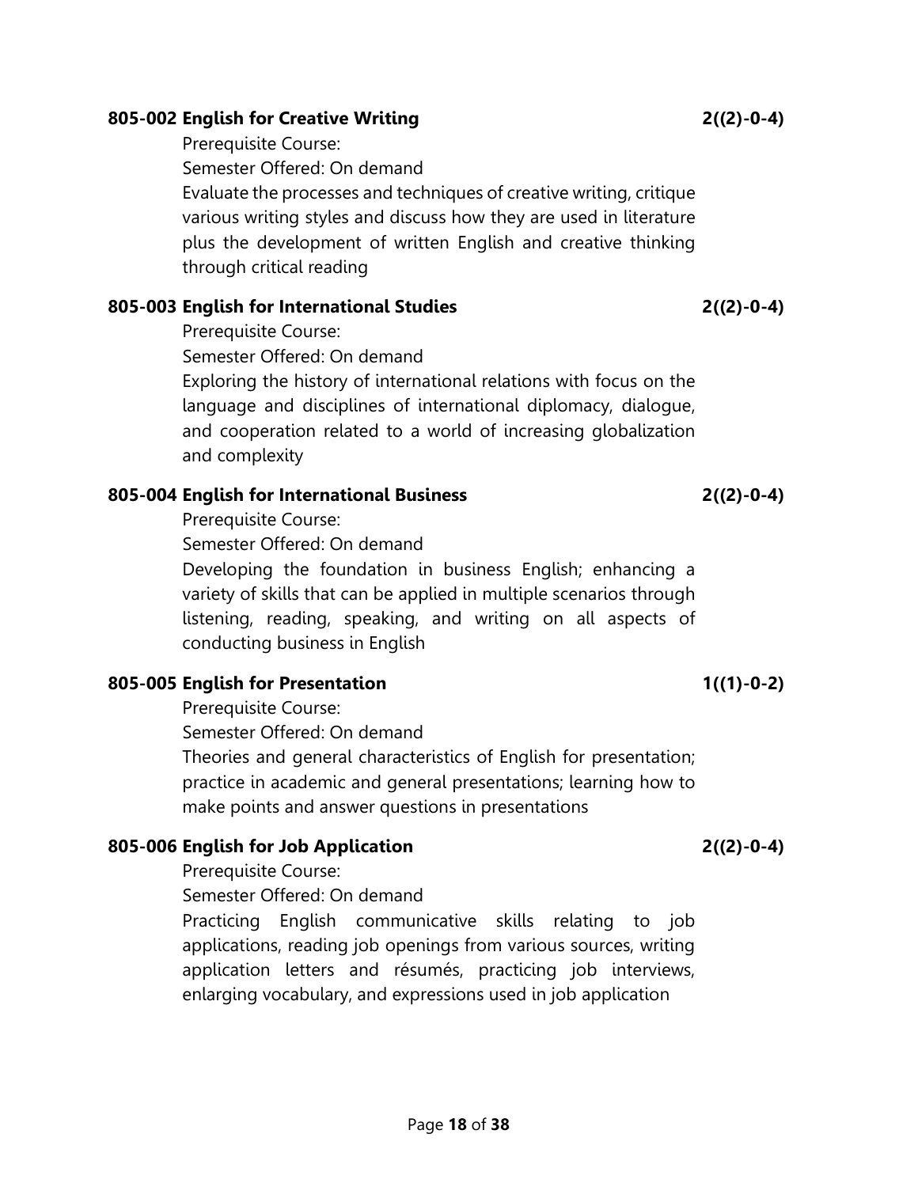**805-002 English for Creative Writing** **2((2)-0-4)**

Prerequisite Course:

Semester Offered: On demand

Evaluate the processes and techniques of creative writing, critique various writing styles and discuss how they are used in literature plus the development of written English and creative thinking through critical reading

**805-003 English for International Studies** **2((2)-0-4)**

Prerequisite Course:

Semester Offered: On demand

Exploring the history of international relations with focus on the language and disciplines of international diplomacy, dialogue, and cooperation related to a world of increasing globalization and complexity

**805-004 English for International Business** **2((2)-0-4)**

Prerequisite Course:

Semester Offered: On demand

Developing the foundation in business English; enhancing a variety of skills that can be applied in multiple scenarios through listening, reading, speaking, and writing on all aspects of conducting business in English

**805-005 English for Presentation** **1((1)-0-2)**

Prerequisite Course:

Semester Offered: On demand

Theories and general characteristics of English for presentation; practice in academic and general presentations; learning how to make points and answer questions in presentations

**805-006 English for Job Application** **2((2)-0-4)**

Prerequisite Course:

Semester Offered: On demand

Practicing English communicative skills relating to job applications, reading job openings from various sources, writing application letters and résumés, practicing job interviews, enlarging vocabulary, and expressions used in job application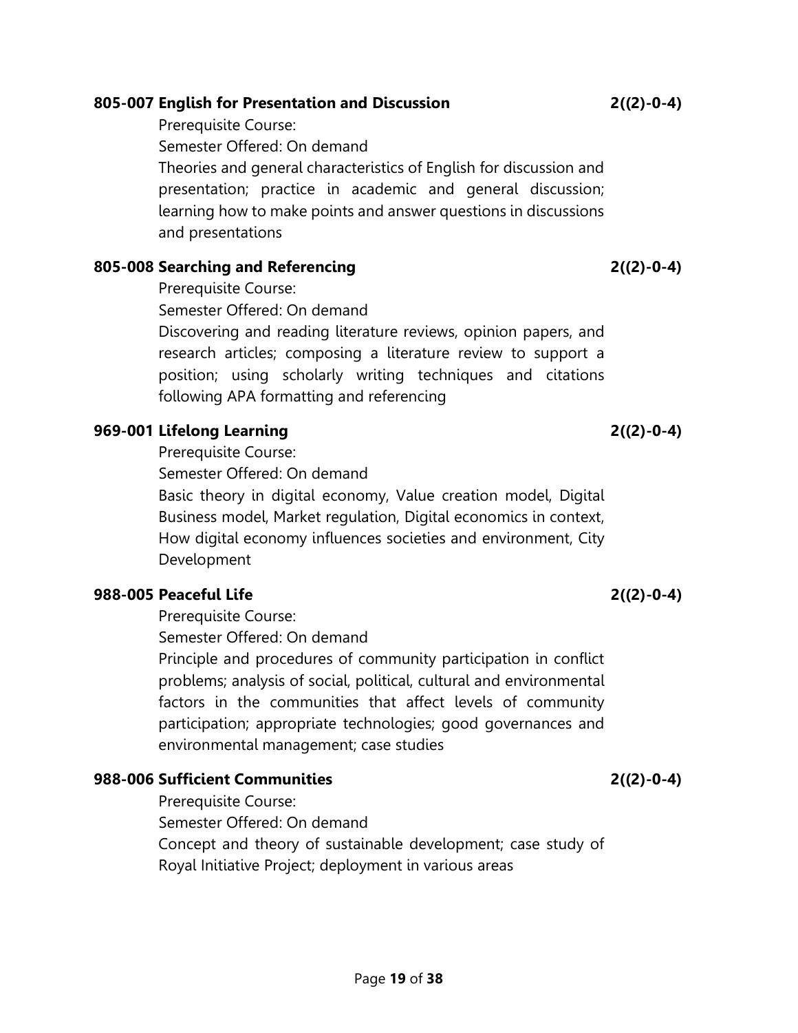**805-007 English for Presentation and Discussion** **2((2)-0-4)**

Prerequisite Course:

Semester Offered: On demand

Theories and general characteristics of English for discussion and presentation; practice in academic and general discussion; learning how to make points and answer questions in discussions and presentations

**805-008 Searching and Referencing** **2((2)-0-4)**

Prerequisite Course:

Semester Offered: On demand

Discovering and reading literature reviews, opinion papers, and research articles; composing a literature review to support a position; using scholarly writing techniques and citations following APA formatting and referencing

**969-001 Lifelong Learning** **2((2)-0-4)**

Prerequisite Course:

Semester Offered: On demand

Basic theory in digital economy, Value creation model, Digital Business model, Market regulation, Digital economics in context, How digital economy influences societies and environment, City Development

**988-005 Peaceful Life** **2((2)-0-4)**

Prerequisite Course:

Semester Offered: On demand

Principle and procedures of community participation in conflict problems; analysis of social, political, cultural and environmental factors in the communities that affect levels of community participation; appropriate technologies; good governances and environmental management; case studies

**988-006 Sufficient Communities** **2((2)-0-4)**

Prerequisite Course:

Semester Offered: On demand

Concept and theory of sustainable development; case study of Royal Initiative Project; deployment in various areas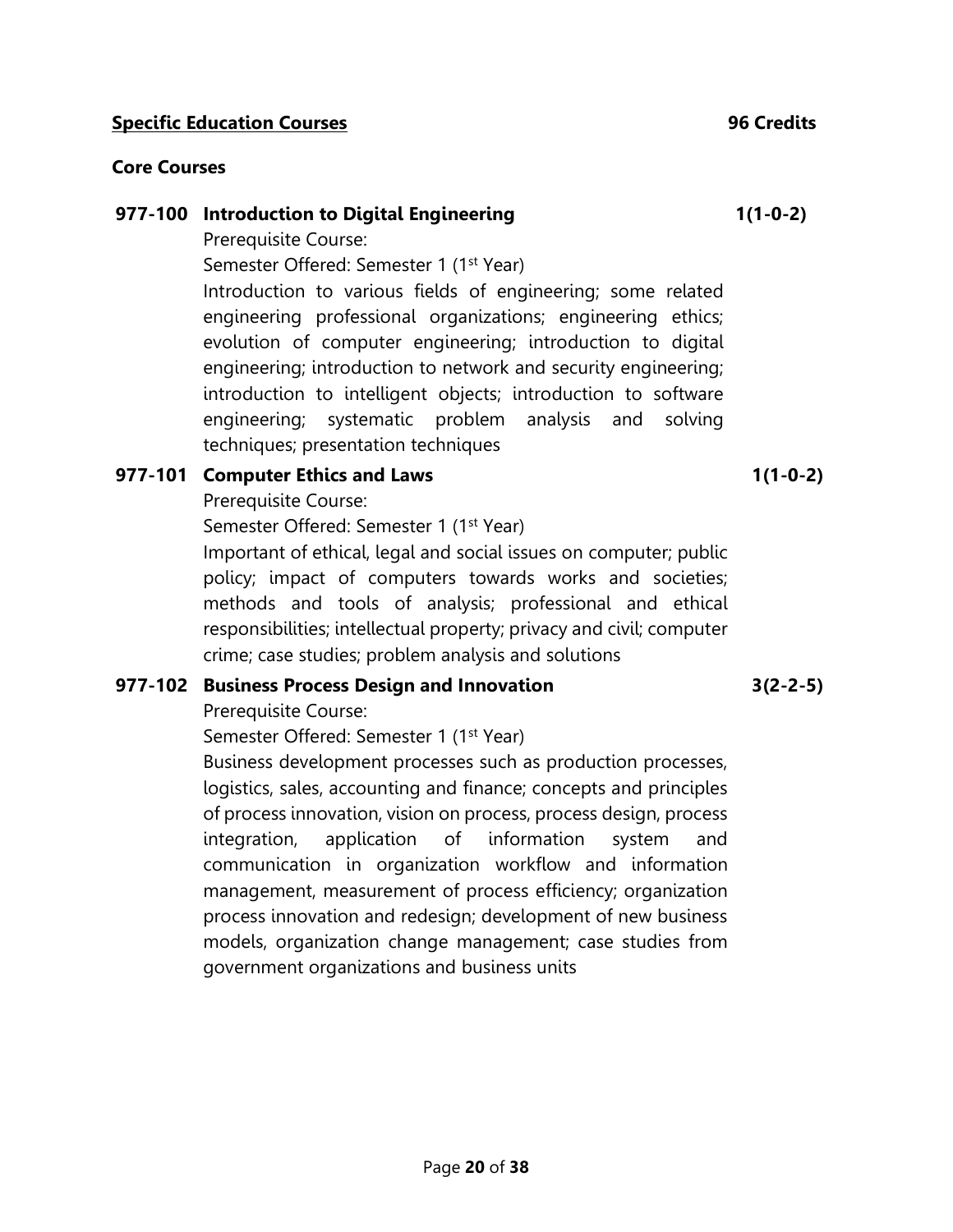**<u>Specific Education Courses</u>** **96 Credits**

**Core Courses**

**977-100 Introduction to Digital Engineering** **1(1-0-2)**

Prerequisite Course:

Semester Offered: Semester 1 (1st Year)

Introduction to various fields of engineering; some related engineering professional organizations; engineering ethics; evolution of computer engineering; introduction to digital engineering; introduction to network and security engineering; introduction to intelligent objects; introduction to software engineering; systematic problem analysis and solving techniques; presentation techniques

**977-101 Computer Ethics and Laws** **1(1-0-2)**

Prerequisite Course:

Semester Offered: Semester 1 (1st Year)

Important of ethical, legal and social issues on computer; public policy; impact of computers towards works and societies; methods and tools of analysis; professional and ethical responsibilities; intellectual property; privacy and civil; computer crime; case studies; problem analysis and solutions

**977-102 Business Process Design and Innovation** **3(2-2-5)**

Prerequisite Course:

Semester Offered: Semester 1 (1st Year)

Business development processes such as production processes, logistics, sales, accounting and finance; concepts and principles of process innovation, vision on process, process design, process integration, application of information system and communication in organization workflow and information management, measurement of process efficiency; organization process innovation and redesign; development of new business models, organization change management; case studies from government organizations and business units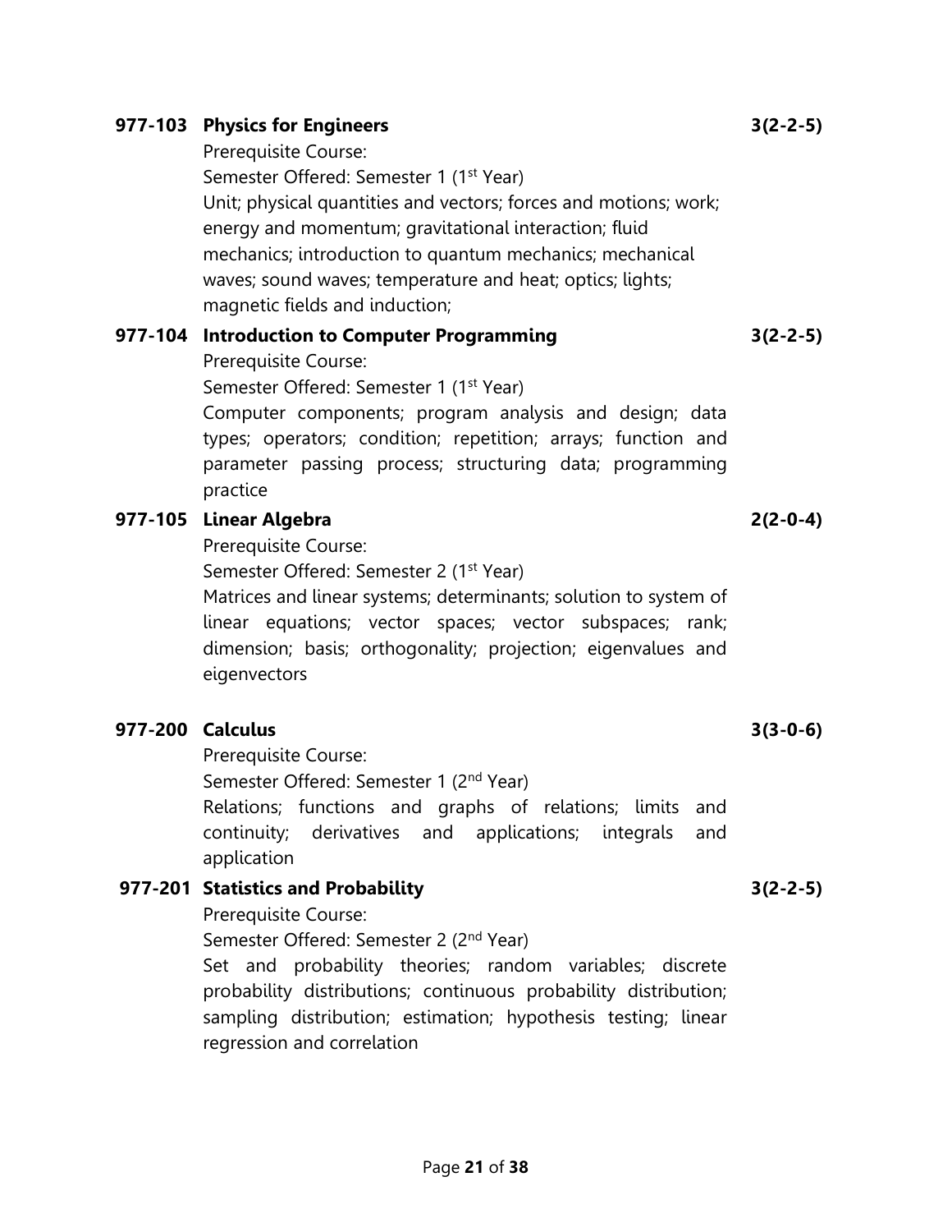**977-103 Physics for Engineers** **3(2-2-5)**

Prerequisite Course:

Semester Offered: Semester 1 (1st Year)

Unit; physical quantities and vectors; forces and motions; work; energy and momentum; gravitational interaction; fluid mechanics; introduction to quantum mechanics; mechanical waves; sound waves; temperature and heat; optics; lights; magnetic fields and induction;

**977-104 Introduction to Computer Programming** **3(2-2-5)**

Prerequisite Course:

Semester Offered: Semester 1 (1st Year)

Computer components; program analysis and design; data types; operators; condition; repetition; arrays; function and parameter passing process; structuring data; programming practice

**977-105 Linear Algebra** **2(2-0-4)**

Prerequisite Course:

Semester Offered: Semester 2 (1st Year)

Matrices and linear systems; determinants; solution to system of linear equations; vector spaces; vector subspaces; rank; dimension; basis; orthogonality; projection; eigenvalues and eigenvectors

**977-200 Calculus** **3(3-0-6)**

Prerequisite Course:

Semester Offered: Semester 1 (2nd Year)

Relations; functions and graphs of relations; limits and continuity; derivatives and applications; integrals and application

**977-201 Statistics and Probability** **3(2-2-5)**

Prerequisite Course:

Semester Offered: Semester 2 (2nd Year)

Set and probability theories; random variables; discrete probability distributions; continuous probability distribution; sampling distribution; estimation; hypothesis testing; linear regression and correlation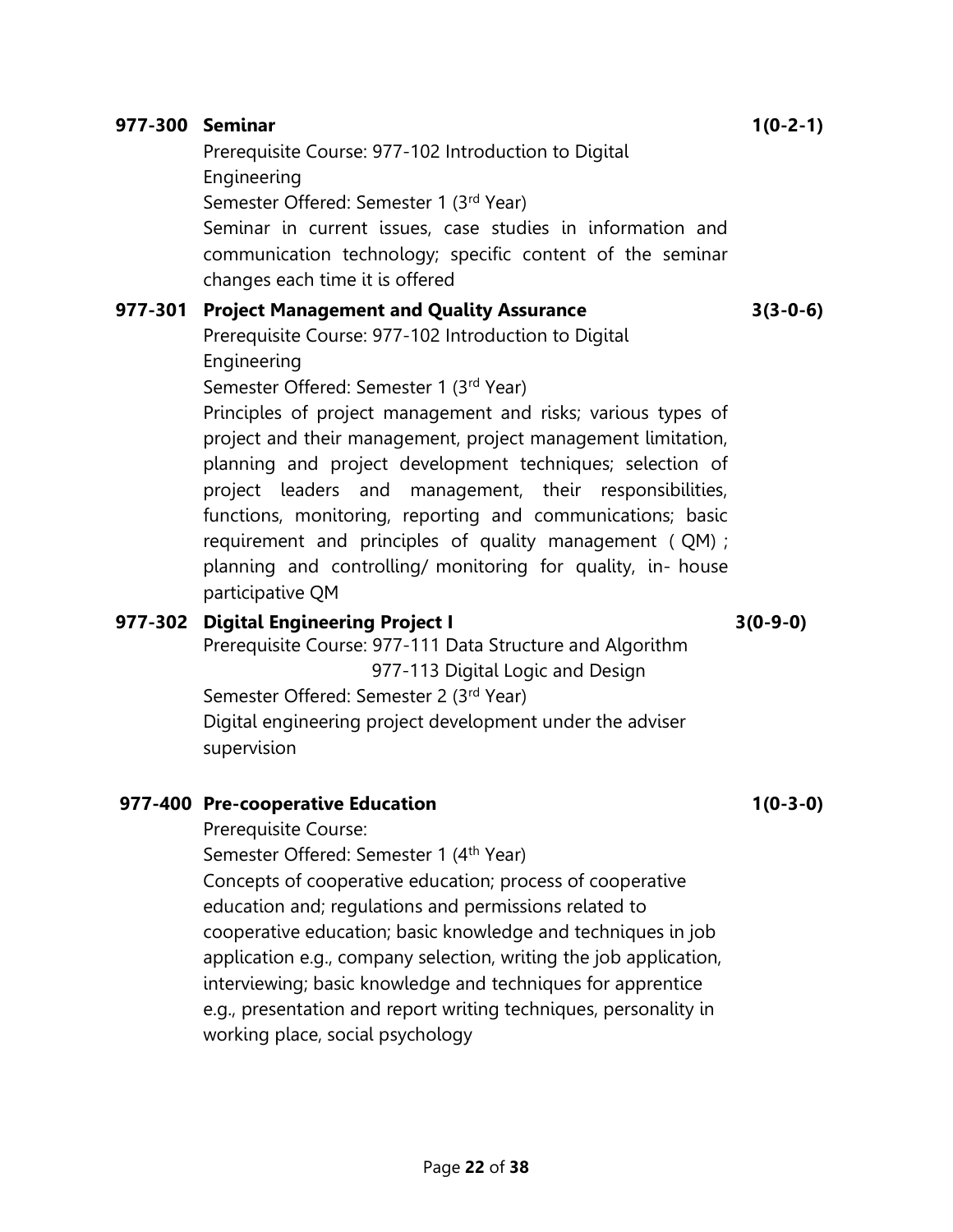**977-300 Seminar** **1(0-2-1)**

Prerequisite Course: 977-102 Introduction to Digital Engineering

Semester Offered: Semester 1 (3rd Year)

Seminar in current issues, case studies in information and communication technology; specific content of the seminar changes each time it is offered

**977-301 Project Management and Quality Assurance** **3(3-0-6)**

Prerequisite Course: 977-102 Introduction to Digital Engineering

Semester Offered: Semester 1 (3rd Year)

Principles of project management and risks; various types of project and their management, project management limitation, planning and project development techniques; selection of project leaders and management, their responsibilities, functions, monitoring, reporting and communications; basic requirement and principles of quality management ( QM) ; planning and controlling/ monitoring for quality, in- house participative QM

**977-302 Digital Engineering Project I** **3(0-9-0)**

Prerequisite Course: 977-111 Data Structure and Algorithm
977-113 Digital Logic and Design

Semester Offered: Semester 2 (3rd Year)

Digital engineering project development under the adviser supervision

**977-400 Pre-cooperative Education** **1(0-3-0)**

Prerequisite Course:

Semester Offered: Semester 1 (4th Year)

Concepts of cooperative education; process of cooperative education and; regulations and permissions related to cooperative education; basic knowledge and techniques in job application e.g., company selection, writing the job application, interviewing; basic knowledge and techniques for apprentice e.g., presentation and report writing techniques, personality in working place, social psychology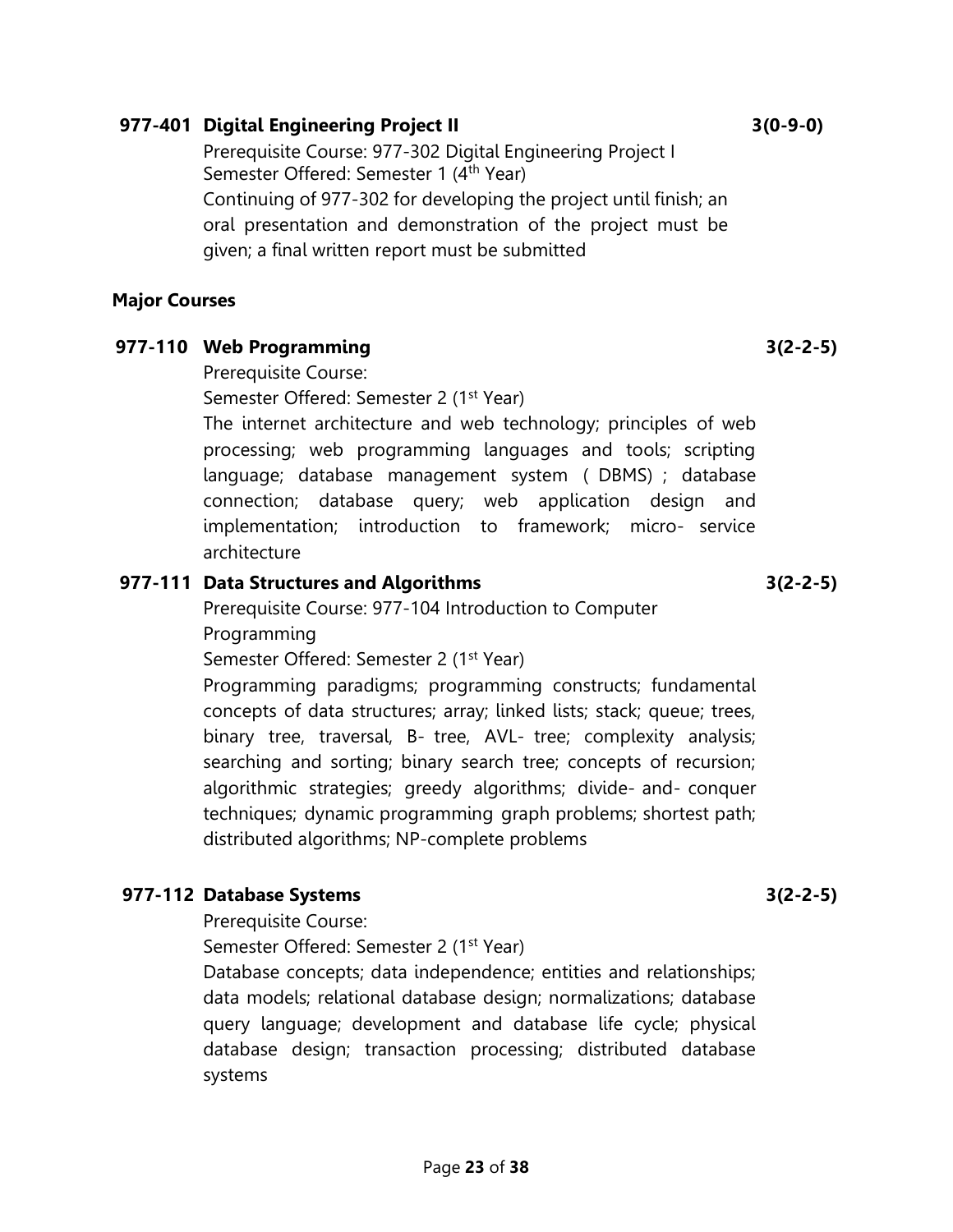**977-401 Digital Engineering Project II** **3(0-9-0)**

Prerequisite Course: 977-302 Digital Engineering Project I
Semester Offered: Semester 1 (4th Year)
Continuing of 977-302 for developing the project until finish; an oral presentation and demonstration of the project must be given; a final written report must be submitted

### Major Courses

**977-110 Web Programming** **3(2-2-5)**

Prerequisite Course:
Semester Offered: Semester 2 (1st Year)
The internet architecture and web technology; principles of web processing; web programming languages and tools; scripting language; database management system (DBMS); database connection; database query; web application design and implementation; introduction to framework; micro- service architecture

**977-111 Data Structures and Algorithms** **3(2-2-5)**

Prerequisite Course: 977-104 Introduction to Computer Programming
Semester Offered: Semester 2 (1st Year)
Programming paradigms; programming constructs; fundamental concepts of data structures; array; linked lists; stack; queue; trees, binary tree, traversal, B- tree, AVL- tree; complexity analysis; searching and sorting; binary search tree; concepts of recursion; algorithmic strategies; greedy algorithms; divide- and- conquer techniques; dynamic programming graph problems; shortest path; distributed algorithms; NP-complete problems

**977-112 Database Systems** **3(2-2-5)**

Prerequisite Course:
Semester Offered: Semester 2 (1st Year)
Database concepts; data independence; entities and relationships; data models; relational database design; normalizations; database query language; development and database life cycle; physical database design; transaction processing; distributed database systems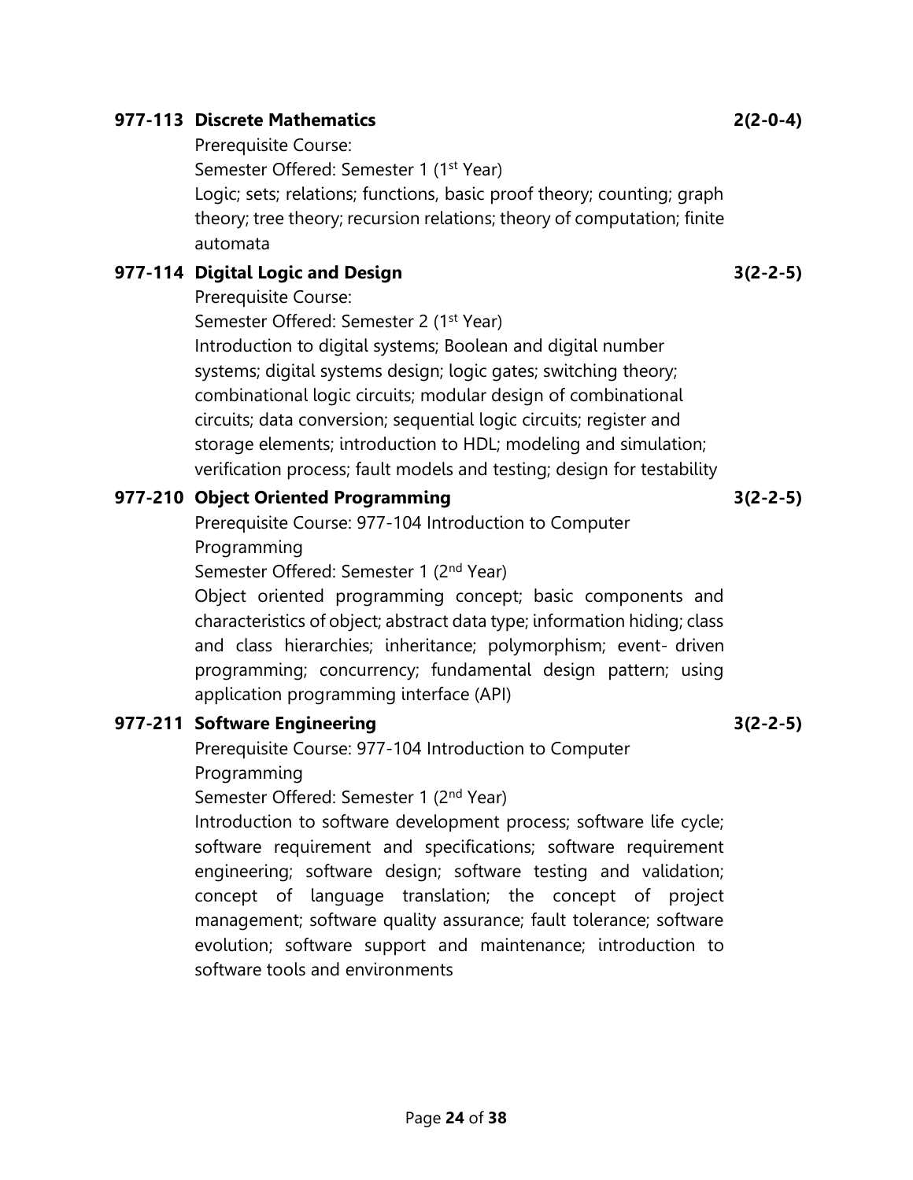**977-113 Discrete Mathematics** **2(2-0-4)**

Prerequisite Course:

Semester Offered: Semester 1 (1st Year)

Logic; sets; relations; functions, basic proof theory; counting; graph theory; tree theory; recursion relations; theory of computation; finite automata

**977-114 Digital Logic and Design** **3(2-2-5)**

Prerequisite Course:

Semester Offered: Semester 2 (1st Year)

Introduction to digital systems; Boolean and digital number systems; digital systems design; logic gates; switching theory; combinational logic circuits; modular design of combinational circuits; data conversion; sequential logic circuits; register and storage elements; introduction to HDL; modeling and simulation; verification process; fault models and testing; design for testability

**977-210 Object Oriented Programming** **3(2-2-5)**

Prerequisite Course: 977-104 Introduction to Computer Programming

Semester Offered: Semester 1 (2nd Year)

Object oriented programming concept; basic components and characteristics of object; abstract data type; information hiding; class and class hierarchies; inheritance; polymorphism; event- driven programming; concurrency; fundamental design pattern; using application programming interface (API)

**977-211 Software Engineering** **3(2-2-5)**

Prerequisite Course: 977-104 Introduction to Computer Programming

Semester Offered: Semester 1 (2nd Year)

Introduction to software development process; software life cycle; software requirement and specifications; software requirement engineering; software design; software testing and validation; concept of language translation; the concept of project management; software quality assurance; fault tolerance; software evolution; software support and maintenance; introduction to software tools and environments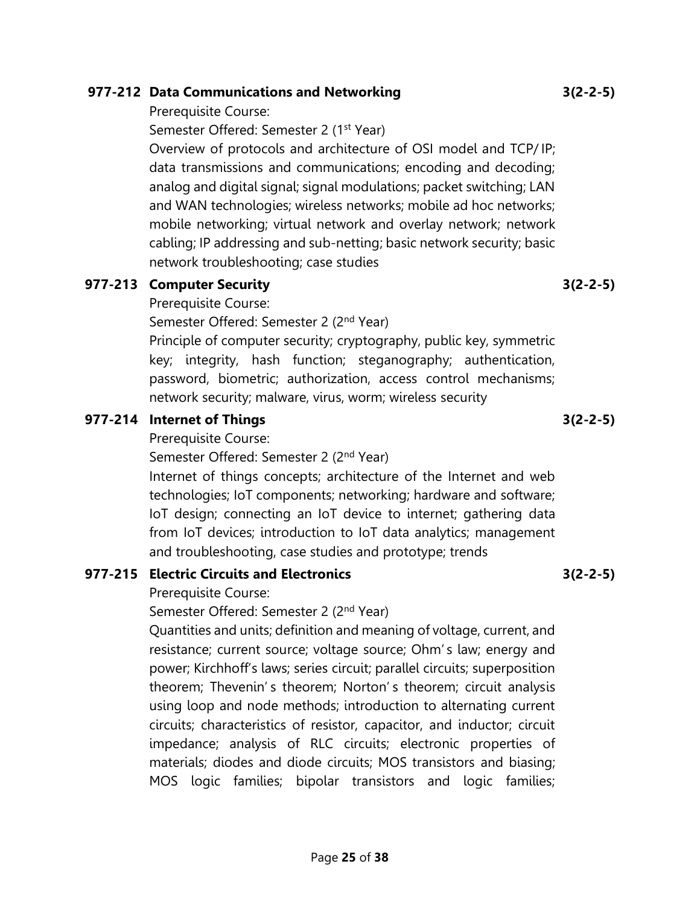**977-212 Data Communications and Networking** **3(2-2-5)**

Prerequisite Course:

Semester Offered: Semester 2 (1st Year)

Overview of protocols and architecture of OSI model and TCP/ IP; data transmissions and communications; encoding and decoding; analog and digital signal; signal modulations; packet switching; LAN and WAN technologies; wireless networks; mobile ad hoc networks; mobile networking; virtual network and overlay network; network cabling; IP addressing and sub-netting; basic network security; basic network troubleshooting; case studies

**977-213 Computer Security** **3(2-2-5)**

Prerequisite Course:

Semester Offered: Semester 2 (2nd Year)

Principle of computer security; cryptography, public key, symmetric key; integrity, hash function; steganography; authentication, password, biometric; authorization, access control mechanisms; network security; malware, virus, worm; wireless security

**977-214 Internet of Things** **3(2-2-5)**

Prerequisite Course:

Semester Offered: Semester 2 (2nd Year)

Internet of things concepts; architecture of the Internet and web technologies; IoT components; networking; hardware and software; IoT design; connecting an IoT device to internet; gathering data from IoT devices; introduction to IoT data analytics; management and troubleshooting, case studies and prototype; trends

**977-215 Electric Circuits and Electronics** **3(2-2-5)**

Prerequisite Course:

Semester Offered: Semester 2 (2nd Year)

Quantities and units; definition and meaning of voltage, current, and resistance; current source; voltage source; Ohm's law; energy and power; Kirchhoff's laws; series circuit; parallel circuits; superposition theorem; Thevenin's theorem; Norton's theorem; circuit analysis using loop and node methods; introduction to alternating current circuits; characteristics of resistor, capacitor, and inductor; circuit impedance; analysis of RLC circuits; electronic properties of materials; diodes and diode circuits; MOS transistors and biasing; MOS logic families; bipolar transistors and logic families;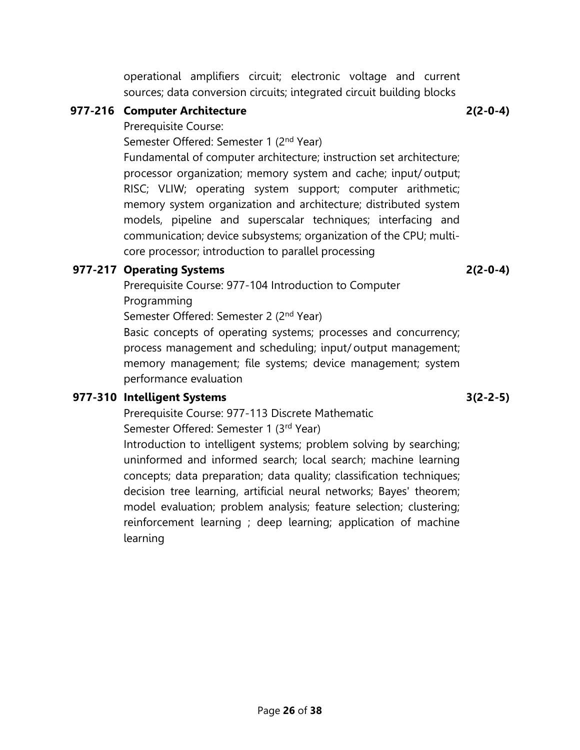operational amplifiers circuit; electronic voltage and current sources; data conversion circuits; integrated circuit building blocks

**977-216 Computer Architecture** **2(2-0-4)**

Prerequisite Course:

Semester Offered: Semester 1 (2nd Year)

Fundamental of computer architecture; instruction set architecture; processor organization; memory system and cache; input/ output; RISC; VLIW; operating system support; computer arithmetic; memory system organization and architecture; distributed system models, pipeline and superscalar techniques; interfacing and communication; device subsystems; organization of the CPU; multi-core processor; introduction to parallel processing

**977-217 Operating Systems** **2(2-0-4)**

Prerequisite Course: 977-104 Introduction to Computer Programming

Semester Offered: Semester 2 (2nd Year)

Basic concepts of operating systems; processes and concurrency; process management and scheduling; input/ output management; memory management; file systems; device management; system performance evaluation

**977-310 Intelligent Systems** **3(2-2-5)**

Prerequisite Course: 977-113 Discrete Mathematic

Semester Offered: Semester 1 (3rd Year)

Introduction to intelligent systems; problem solving by searching; uninformed and informed search; local search; machine learning concepts; data preparation; data quality; classification techniques; decision tree learning, artificial neural networks; Bayes' theorem; model evaluation; problem analysis; feature selection; clustering; reinforcement learning ; deep learning; application of machine learning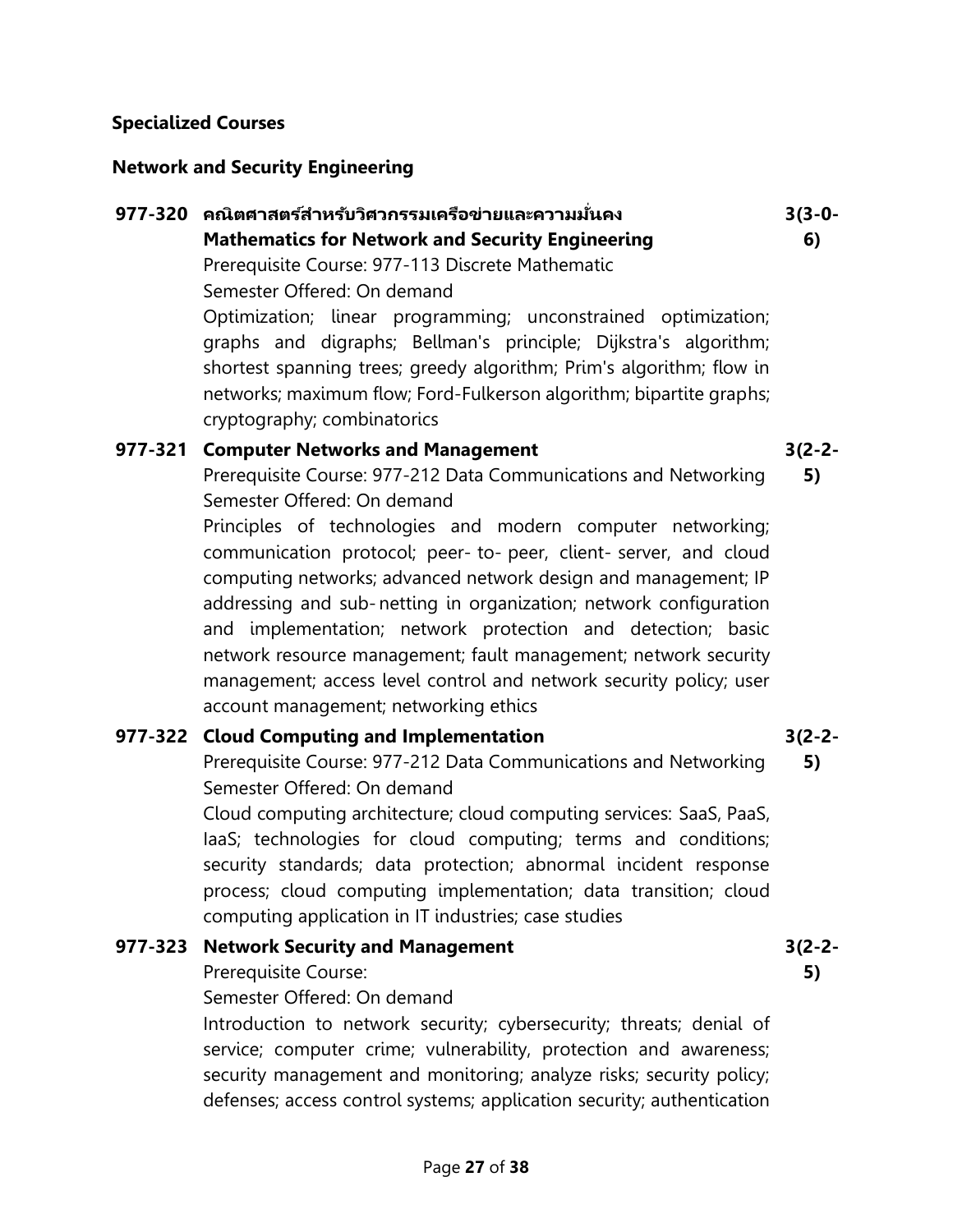## Specialized Courses

### Network and Security Engineering

**977-320 คณิตศาสตร์สำหรับวิศวกรรมเครือข่ายและความมั่นคง** **3(3-0-6)**
**Mathematics for Network and Security Engineering**
Prerequisite Course: 977-113 Discrete Mathematic
Semester Offered: On demand
Optimization; linear programming; unconstrained optimization; graphs and digraphs; Bellman's principle; Dijkstra's algorithm; shortest spanning trees; greedy algorithm; Prim's algorithm; flow in networks; maximum flow; Ford-Fulkerson algorithm; bipartite graphs; cryptography; combinatorics

**977-321 Computer Networks and Management** **3(2-2-5)**
Prerequisite Course: 977-212 Data Communications and Networking
Semester Offered: On demand
Principles of technologies and modern computer networking; communication protocol; peer- to- peer, client- server, and cloud computing networks; advanced network design and management; IP addressing and sub- netting in organization; network configuration and implementation; network protection and detection; basic network resource management; fault management; network security management; access level control and network security policy; user account management; networking ethics

**977-322 Cloud Computing and Implementation** **3(2-2-5)**
Prerequisite Course: 977-212 Data Communications and Networking
Semester Offered: On demand
Cloud computing architecture; cloud computing services: SaaS, PaaS, IaaS; technologies for cloud computing; terms and conditions; security standards; data protection; abnormal incident response process; cloud computing implementation; data transition; cloud computing application in IT industries; case studies

**977-323 Network Security and Management** **3(2-2-5)**
Prerequisite Course:
Semester Offered: On demand
Introduction to network security; cybersecurity; threats; denial of service; computer crime; vulnerability, protection and awareness; security management and monitoring; analyze risks; security policy; defenses; access control systems; application security; authentication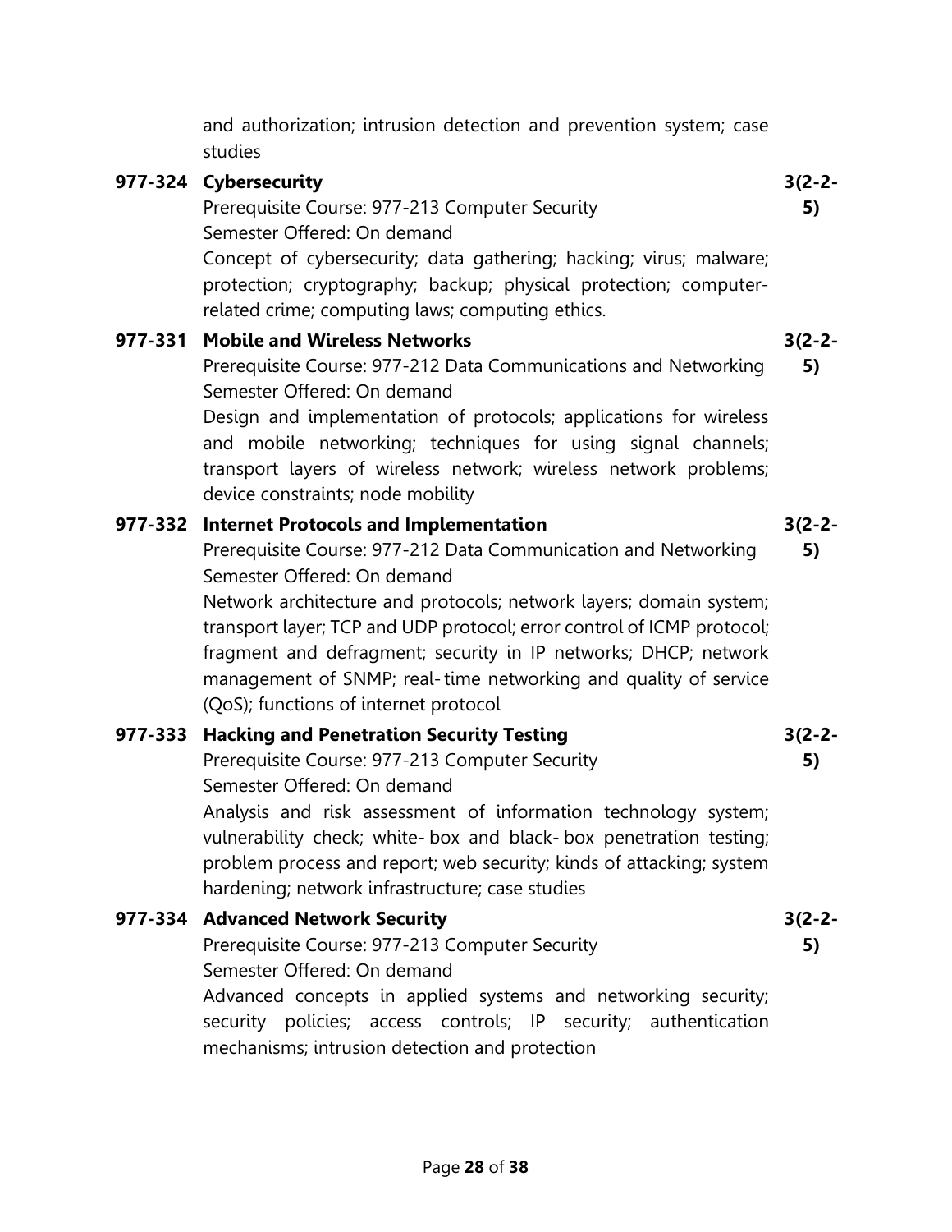and authorization; intrusion detection and prevention system; case studies

**977-324 Cybersecurity** **3(2-2-5)**
Prerequisite Course: 977-213 Computer Security
Semester Offered: On demand
Concept of cybersecurity; data gathering; hacking; virus; malware; protection; cryptography; backup; physical protection; computer-related crime; computing laws; computing ethics.

**977-331 Mobile and Wireless Networks** **3(2-2-5)**
Prerequisite Course: 977-212 Data Communications and Networking
Semester Offered: On demand
Design and implementation of protocols; applications for wireless and mobile networking; techniques for using signal channels; transport layers of wireless network; wireless network problems; device constraints; node mobility

**977-332 Internet Protocols and Implementation** **3(2-2-5)**
Prerequisite Course: 977-212 Data Communication and Networking
Semester Offered: On demand
Network architecture and protocols; network layers; domain system; transport layer; TCP and UDP protocol; error control of ICMP protocol; fragment and defragment; security in IP networks; DHCP; network management of SNMP; real-time networking and quality of service (QoS); functions of internet protocol

**977-333 Hacking and Penetration Security Testing** **3(2-2-5)**
Prerequisite Course: 977-213 Computer Security
Semester Offered: On demand
Analysis and risk assessment of information technology system; vulnerability check; white-box and black-box penetration testing; problem process and report; web security; kinds of attacking; system hardening; network infrastructure; case studies

**977-334 Advanced Network Security** **3(2-2-5)**
Prerequisite Course: 977-213 Computer Security
Semester Offered: On demand
Advanced concepts in applied systems and networking security; security policies; access controls; IP security; authentication mechanisms; intrusion detection and protection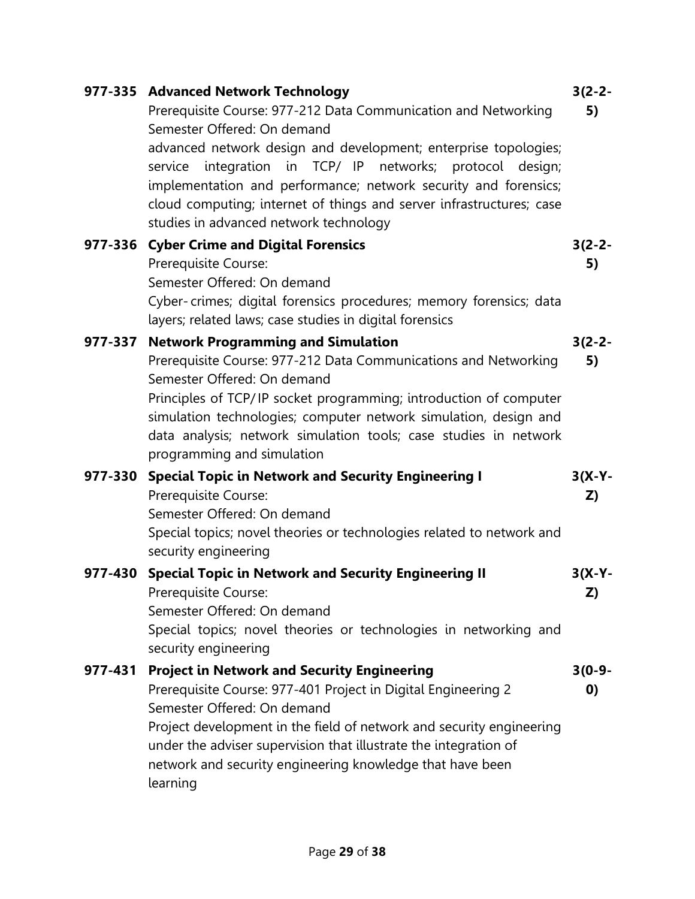**977-335 Advanced Network Technology** **3(2-2-5)**
Prerequisite Course: 977-212 Data Communication and Networking
Semester Offered: On demand
advanced network design and development; enterprise topologies; service integration in TCP/ IP networks; protocol design; implementation and performance; network security and forensics; cloud computing; internet of things and server infrastructures; case studies in advanced network technology

**977-336 Cyber Crime and Digital Forensics** **3(2-2-5)**
Prerequisite Course:
Semester Offered: On demand
Cyber- crimes; digital forensics procedures; memory forensics; data layers; related laws; case studies in digital forensics

**977-337 Network Programming and Simulation** **3(2-2-5)**
Prerequisite Course: 977-212 Data Communications and Networking
Semester Offered: On demand
Principles of TCP/IP socket programming; introduction of computer simulation technologies; computer network simulation, design and data analysis; network simulation tools; case studies in network programming and simulation

**977-330 Special Topic in Network and Security Engineering I** **3(X-Y-Z)**
Prerequisite Course:
Semester Offered: On demand
Special topics; novel theories or technologies related to network and security engineering

**977-430 Special Topic in Network and Security Engineering II** **3(X-Y-Z)**
Prerequisite Course:
Semester Offered: On demand
Special topics; novel theories or technologies in networking and security engineering

**977-431 Project in Network and Security Engineering** **3(0-9-0)**
Prerequisite Course: 977-401 Project in Digital Engineering 2
Semester Offered: On demand
Project development in the field of network and security engineering under the adviser supervision that illustrate the integration of network and security engineering knowledge that have been learning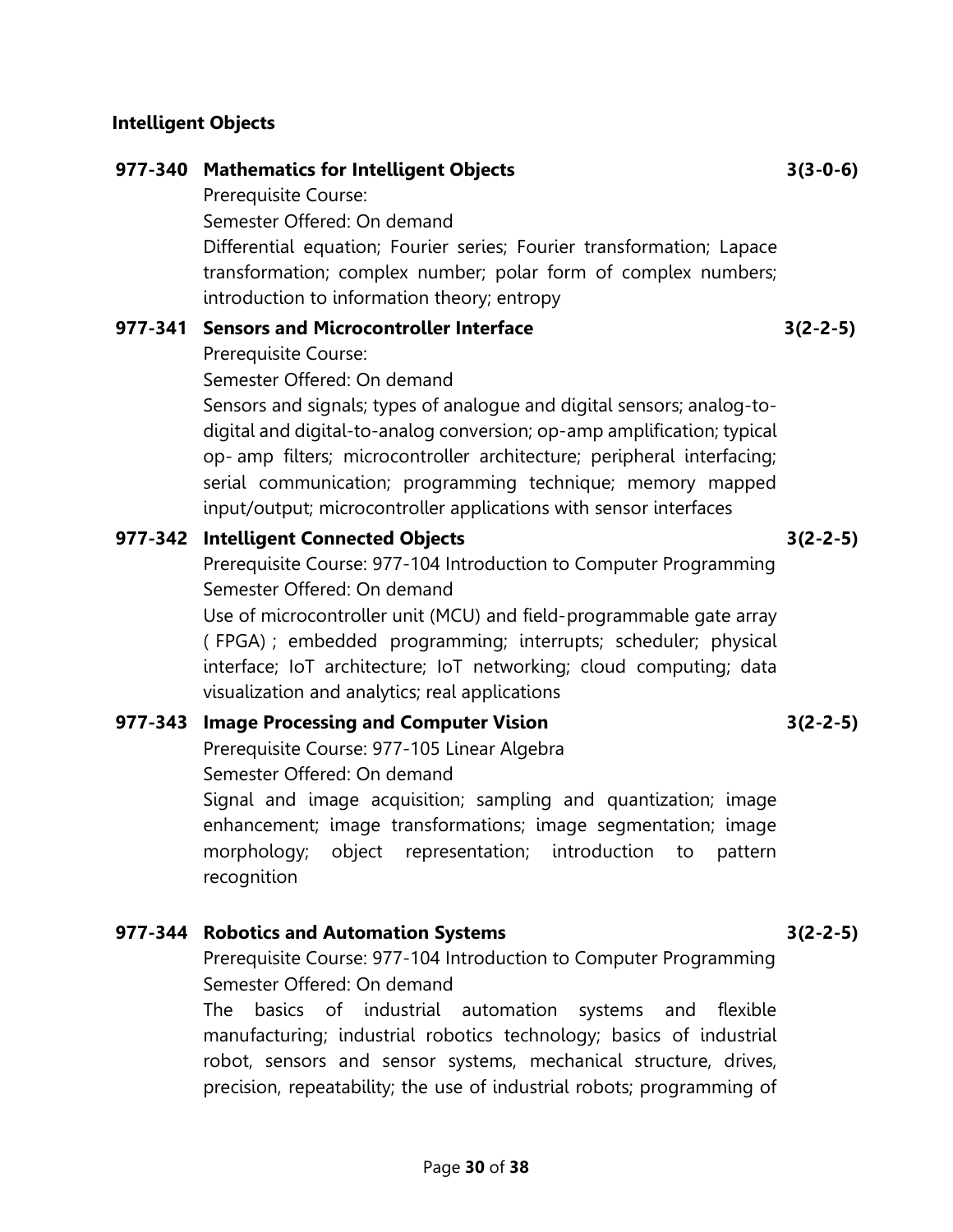## Intelligent Objects

**977-340 Mathematics for Intelligent Objects** **3(3-0-6)**

Prerequisite Course:

Semester Offered: On demand

Differential equation; Fourier series; Fourier transformation; Lapace transformation; complex number; polar form of complex numbers; introduction to information theory; entropy

**977-341 Sensors and Microcontroller Interface** **3(2-2-5)**

Prerequisite Course:

Semester Offered: On demand

Sensors and signals; types of analogue and digital sensors; analog-to-digital and digital-to-analog conversion; op-amp amplification; typical op- amp filters; microcontroller architecture; peripheral interfacing; serial communication; programming technique; memory mapped input/output; microcontroller applications with sensor interfaces

**977-342 Intelligent Connected Objects** **3(2-2-5)**

Prerequisite Course: 977-104 Introduction to Computer Programming

Semester Offered: On demand

Use of microcontroller unit (MCU) and field-programmable gate array ( FPGA) ; embedded programming; interrupts; scheduler; physical interface; IoT architecture; IoT networking; cloud computing; data visualization and analytics; real applications

**977-343 Image Processing and Computer Vision** **3(2-2-5)**

Prerequisite Course: 977-105 Linear Algebra

Semester Offered: On demand

Signal and image acquisition; sampling and quantization; image enhancement; image transformations; image segmentation; image morphology; object representation; introduction to pattern recognition

**977-344 Robotics and Automation Systems** **3(2-2-5)**

Prerequisite Course: 977-104 Introduction to Computer Programming

Semester Offered: On demand

The basics of industrial automation systems and flexible manufacturing; industrial robotics technology; basics of industrial robot, sensors and sensor systems, mechanical structure, drives, precision, repeatability; the use of industrial robots; programming of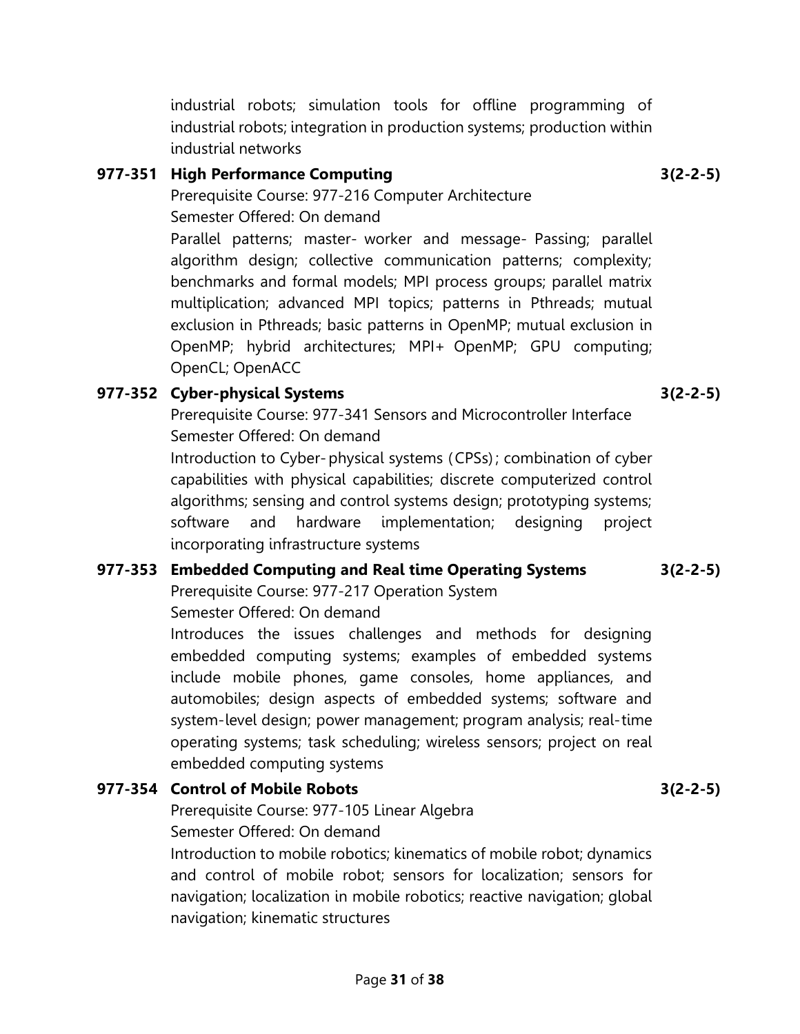industrial robots; simulation tools for offline programming of industrial robots; integration in production systems; production within industrial networks

**977-351 High Performance Computing** **3(2-2-5)**

Prerequisite Course: 977-216 Computer Architecture

Semester Offered: On demand

Parallel patterns; master- worker and message- Passing; parallel algorithm design; collective communication patterns; complexity; benchmarks and formal models; MPI process groups; parallel matrix multiplication; advanced MPI topics; patterns in Pthreads; mutual exclusion in Pthreads; basic patterns in OpenMP; mutual exclusion in OpenMP; hybrid architectures; MPI+ OpenMP; GPU computing; OpenCL; OpenACC

**977-352 Cyber-physical Systems** **3(2-2-5)**

Prerequisite Course: 977-341 Sensors and Microcontroller Interface

Semester Offered: On demand

Introduction to Cyber-physical systems (CPSs); combination of cyber capabilities with physical capabilities; discrete computerized control algorithms; sensing and control systems design; prototyping systems; software and hardware implementation; designing project incorporating infrastructure systems

**977-353 Embedded Computing and Real time Operating Systems** **3(2-2-5)**

Prerequisite Course: 977-217 Operation System

Semester Offered: On demand

Introduces the issues challenges and methods for designing embedded computing systems; examples of embedded systems include mobile phones, game consoles, home appliances, and automobiles; design aspects of embedded systems; software and system-level design; power management; program analysis; real-time operating systems; task scheduling; wireless sensors; project on real embedded computing systems

**977-354 Control of Mobile Robots** **3(2-2-5)**

Prerequisite Course: 977-105 Linear Algebra

Semester Offered: On demand

Introduction to mobile robotics; kinematics of mobile robot; dynamics and control of mobile robot; sensors for localization; sensors for navigation; localization in mobile robotics; reactive navigation; global navigation; kinematic structures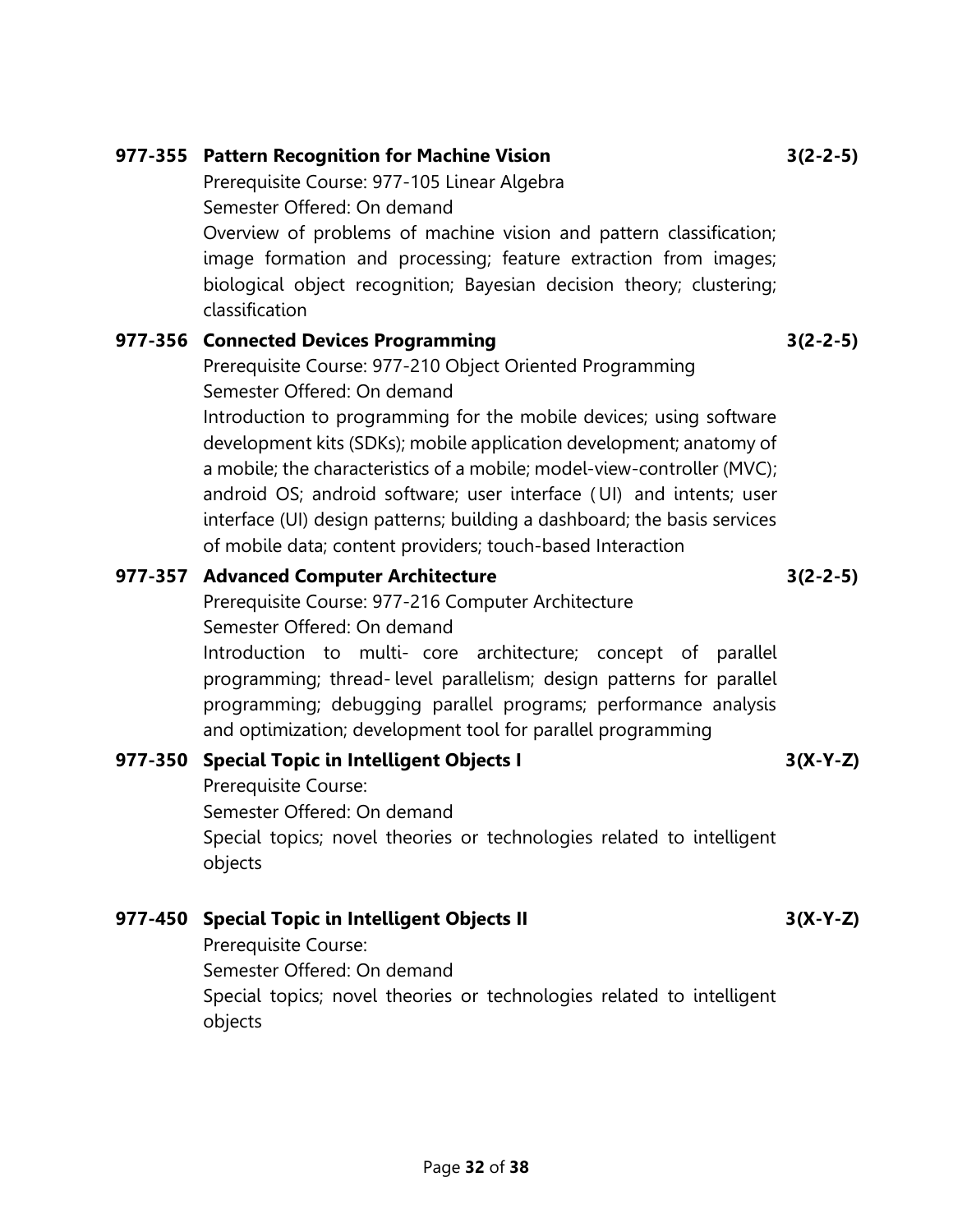**977-355 Pattern Recognition for Machine Vision** **3(2-2-5)**

Prerequisite Course: 977-105 Linear Algebra

Semester Offered: On demand

Overview of problems of machine vision and pattern classification; image formation and processing; feature extraction from images; biological object recognition; Bayesian decision theory; clustering; classification

**977-356 Connected Devices Programming** **3(2-2-5)**

Prerequisite Course: 977-210 Object Oriented Programming

Semester Offered: On demand

Introduction to programming for the mobile devices; using software development kits (SDKs); mobile application development; anatomy of a mobile; the characteristics of a mobile; model-view-controller (MVC); android OS; android software; user interface (UI) and intents; user interface (UI) design patterns; building a dashboard; the basis services of mobile data; content providers; touch-based Interaction

**977-357 Advanced Computer Architecture** **3(2-2-5)**

Prerequisite Course: 977-216 Computer Architecture

Semester Offered: On demand

Introduction to multi- core architecture; concept of parallel programming; thread- level parallelism; design patterns for parallel programming; debugging parallel programs; performance analysis and optimization; development tool for parallel programming

**977-350 Special Topic in Intelligent Objects I** **3(X-Y-Z)**

Prerequisite Course:

Semester Offered: On demand

Special topics; novel theories or technologies related to intelligent objects

**977-450 Special Topic in Intelligent Objects II** **3(X-Y-Z)**

Prerequisite Course:

Semester Offered: On demand

Special topics; novel theories or technologies related to intelligent objects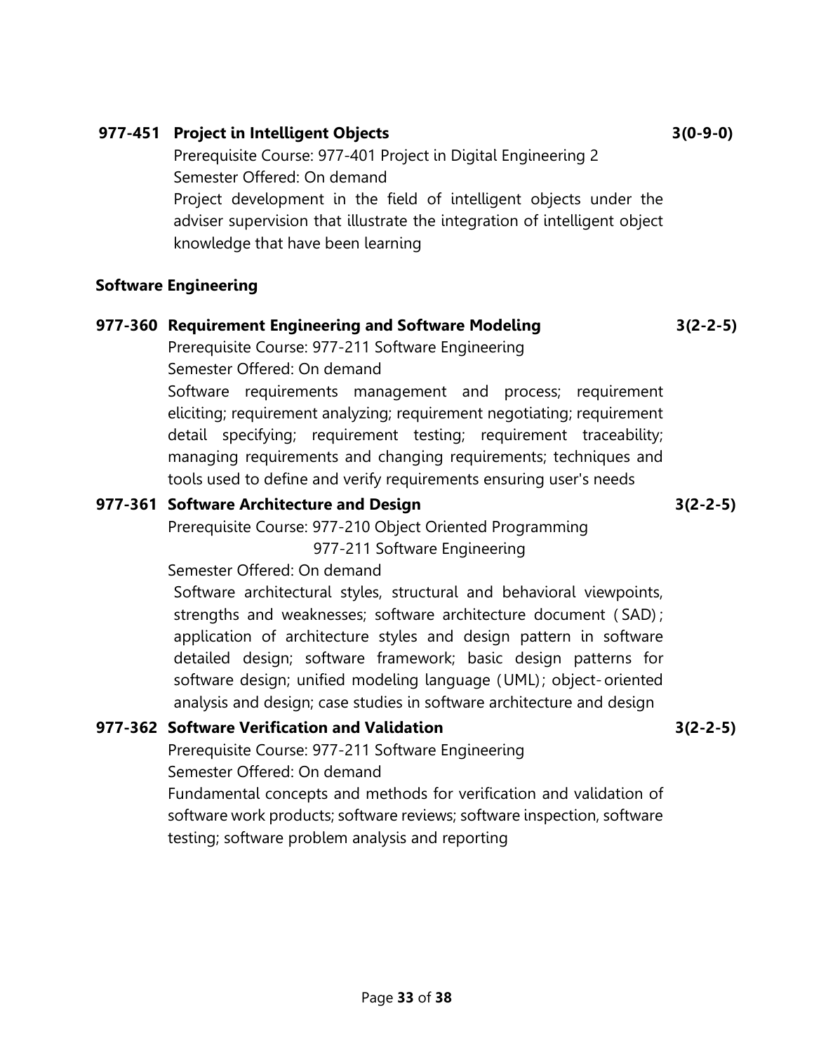**977-451 Project in Intelligent Objects** **3(0-9-0)**

Prerequisite Course: 977-401 Project in Digital Engineering 2

Semester Offered: On demand

Project development in the field of intelligent objects under the adviser supervision that illustrate the integration of intelligent object knowledge that have been learning

**Software Engineering**

**977-360 Requirement Engineering and Software Modeling** **3(2-2-5)**

Prerequisite Course: 977-211 Software Engineering

Semester Offered: On demand

Software requirements management and process; requirement eliciting; requirement analyzing; requirement negotiating; requirement detail specifying; requirement testing; requirement traceability; managing requirements and changing requirements; techniques and tools used to define and verify requirements ensuring user's needs

**977-361 Software Architecture and Design** **3(2-2-5)**

Prerequisite Course: 977-210 Object Oriented Programming
977-211 Software Engineering

Semester Offered: On demand

Software architectural styles, structural and behavioral viewpoints, strengths and weaknesses; software architecture document (SAD); application of architecture styles and design pattern in software detailed design; software framework; basic design patterns for software design; unified modeling language (UML); object-oriented analysis and design; case studies in software architecture and design

**977-362 Software Verification and Validation** **3(2-2-5)**

Prerequisite Course: 977-211 Software Engineering

Semester Offered: On demand

Fundamental concepts and methods for verification and validation of software work products; software reviews; software inspection, software testing; software problem analysis and reporting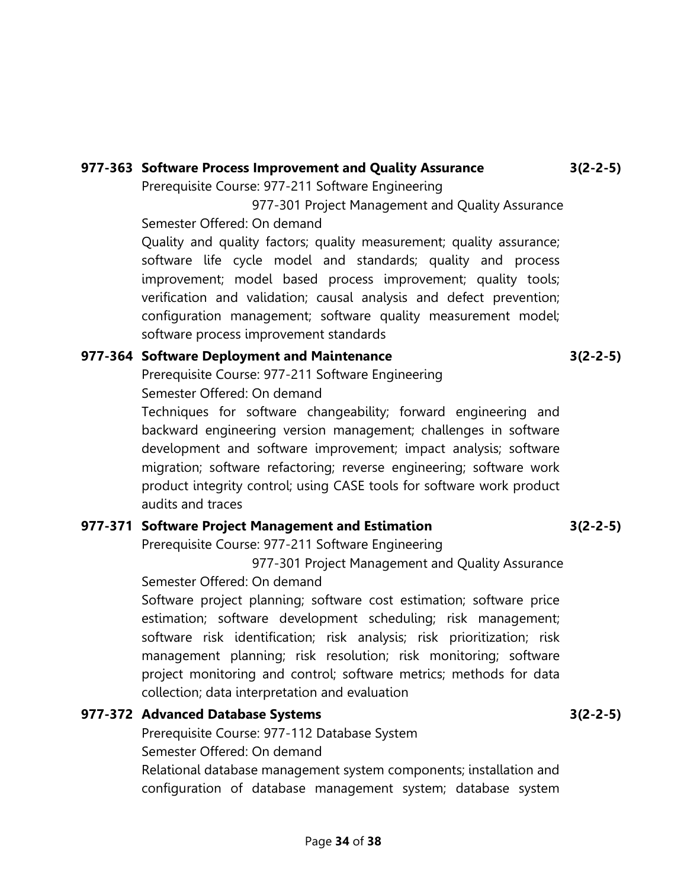**977-363 Software Process Improvement and Quality Assurance** **3(2-2-5)**

Prerequisite Course: 977-211 Software Engineering
977-301 Project Management and Quality Assurance

Semester Offered: On demand

Quality and quality factors; quality measurement; quality assurance; software life cycle model and standards; quality and process improvement; model based process improvement; quality tools; verification and validation; causal analysis and defect prevention; configuration management; software quality measurement model; software process improvement standards

**977-364 Software Deployment and Maintenance** **3(2-2-5)**

Prerequisite Course: 977-211 Software Engineering

Semester Offered: On demand

Techniques for software changeability; forward engineering and backward engineering version management; challenges in software development and software improvement; impact analysis; software migration; software refactoring; reverse engineering; software work product integrity control; using CASE tools for software work product audits and traces

**977-371 Software Project Management and Estimation** **3(2-2-5)**

Prerequisite Course: 977-211 Software Engineering
977-301 Project Management and Quality Assurance

Semester Offered: On demand

Software project planning; software cost estimation; software price estimation; software development scheduling; risk management; software risk identification; risk analysis; risk prioritization; risk management planning; risk resolution; risk monitoring; software project monitoring and control; software metrics; methods for data collection; data interpretation and evaluation

**977-372 Advanced Database Systems** **3(2-2-5)**

Prerequisite Course: 977-112 Database System

Semester Offered: On demand

Relational database management system components; installation and configuration of database management system; database system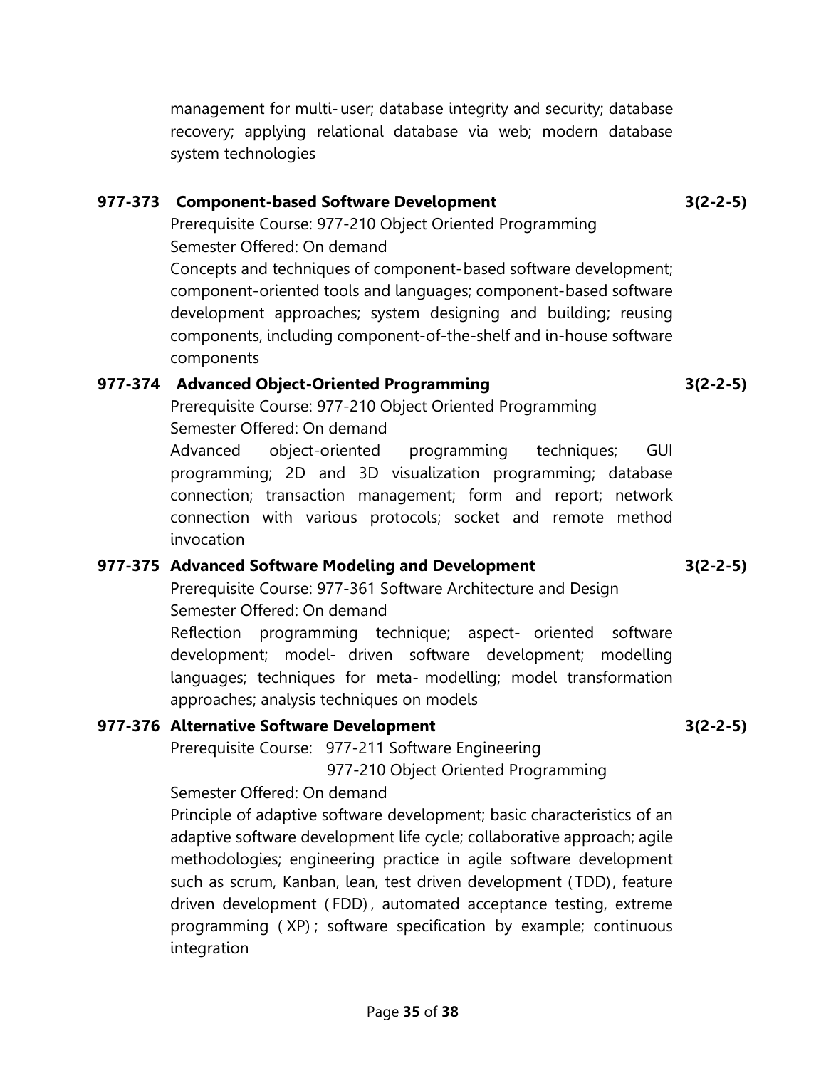management for multi-user; database integrity and security; database recovery; applying relational database via web; modern database system technologies

**977-373 Component-based Software Development** **3(2-2-5)**

Prerequisite Course: 977-210 Object Oriented Programming
Semester Offered: On demand
Concepts and techniques of component-based software development; component-oriented tools and languages; component-based software development approaches; system designing and building; reusing components, including component-of-the-shelf and in-house software components

**977-374 Advanced Object-Oriented Programming** **3(2-2-5)**

Prerequisite Course: 977-210 Object Oriented Programming
Semester Offered: On demand
Advanced object-oriented programming techniques; GUI programming; 2D and 3D visualization programming; database connection; transaction management; form and report; network connection with various protocols; socket and remote method invocation

**977-375 Advanced Software Modeling and Development** **3(2-2-5)**

Prerequisite Course: 977-361 Software Architecture and Design
Semester Offered: On demand
Reflection programming technique; aspect- oriented software development; model- driven software development; modelling languages; techniques for meta- modelling; model transformation approaches; analysis techniques on models

**977-376 Alternative Software Development** **3(2-2-5)**

Prerequisite Course: 977-211 Software Engineering
977-210 Object Oriented Programming
Semester Offered: On demand
Principle of adaptive software development; basic characteristics of an adaptive software development life cycle; collaborative approach; agile methodologies; engineering practice in agile software development such as scrum, Kanban, lean, test driven development (TDD), feature driven development (FDD), automated acceptance testing, extreme programming (XP); software specification by example; continuous integration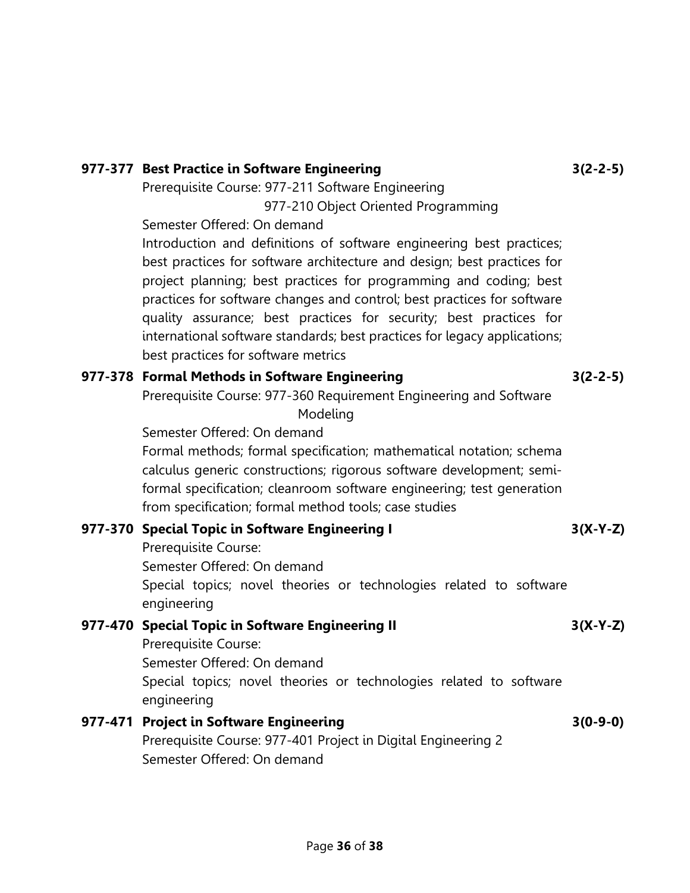**977-377 Best Practice in Software Engineering** **3(2-2-5)**

Prerequisite Course: 977-211 Software Engineering
977-210 Object Oriented Programming

Semester Offered: On demand

Introduction and definitions of software engineering best practices; best practices for software architecture and design; best practices for project planning; best practices for programming and coding; best practices for software changes and control; best practices for software quality assurance; best practices for security; best practices for international software standards; best practices for legacy applications; best practices for software metrics

**977-378 Formal Methods in Software Engineering** **3(2-2-5)**

Prerequisite Course: 977-360 Requirement Engineering and Software Modeling

Semester Offered: On demand

Formal methods; formal specification; mathematical notation; schema calculus generic constructions; rigorous software development; semi-formal specification; cleanroom software engineering; test generation from specification; formal method tools; case studies

**977-370 Special Topic in Software Engineering I** **3(X-Y-Z)**

Prerequisite Course:

Semester Offered: On demand

Special topics; novel theories or technologies related to software engineering

**977-470 Special Topic in Software Engineering II** **3(X-Y-Z)**

Prerequisite Course:

Semester Offered: On demand

Special topics; novel theories or technologies related to software engineering

**977-471 Project in Software Engineering** **3(0-9-0)**

Prerequisite Course: 977-401 Project in Digital Engineering 2

Semester Offered: On demand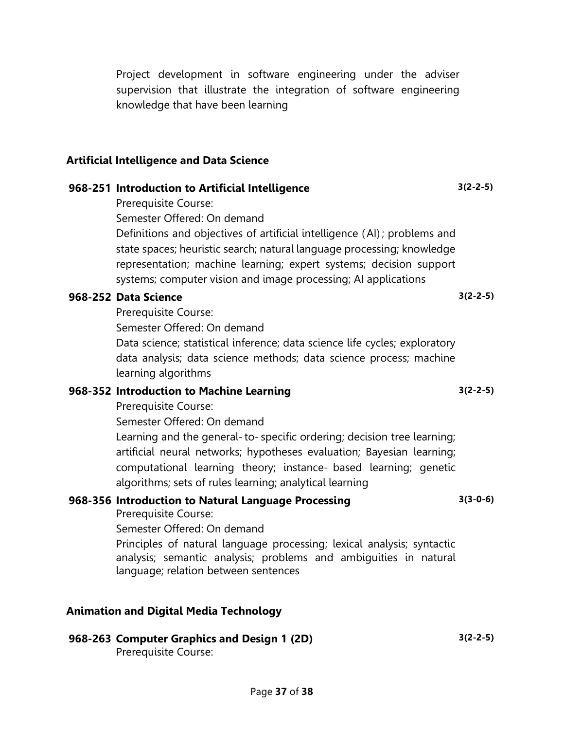Project development in software engineering under the adviser supervision that illustrate the integration of software engineering knowledge that have been learning

## Artificial Intelligence and Data Science

**968-251 Introduction to Artificial Intelligence** **3(2-2-5)**

Prerequisite Course:

Semester Offered: On demand

Definitions and objectives of artificial intelligence (AI); problems and state spaces; heuristic search; natural language processing; knowledge representation; machine learning; expert systems; decision support systems; computer vision and image processing; AI applications

**968-252 Data Science** **3(2-2-5)**

Prerequisite Course:

Semester Offered: On demand

Data science; statistical inference; data science life cycles; exploratory data analysis; data science methods; data science process; machine learning algorithms

**968-352 Introduction to Machine Learning** **3(2-2-5)**

Prerequisite Course:

Semester Offered: On demand

Learning and the general-to-specific ordering; decision tree learning; artificial neural networks; hypotheses evaluation; Bayesian learning; computational learning theory; instance-based learning; genetic algorithms; sets of rules learning; analytical learning

**968-356 Introduction to Natural Language Processing** **3(3-0-6)**

Prerequisite Course:

Semester Offered: On demand

Principles of natural language processing; lexical analysis; syntactic analysis; semantic analysis; problems and ambiguities in natural language; relation between sentences

## Animation and Digital Media Technology

**968-263 Computer Graphics and Design 1 (2D)** **3(2-2-5)**

Prerequisite Course: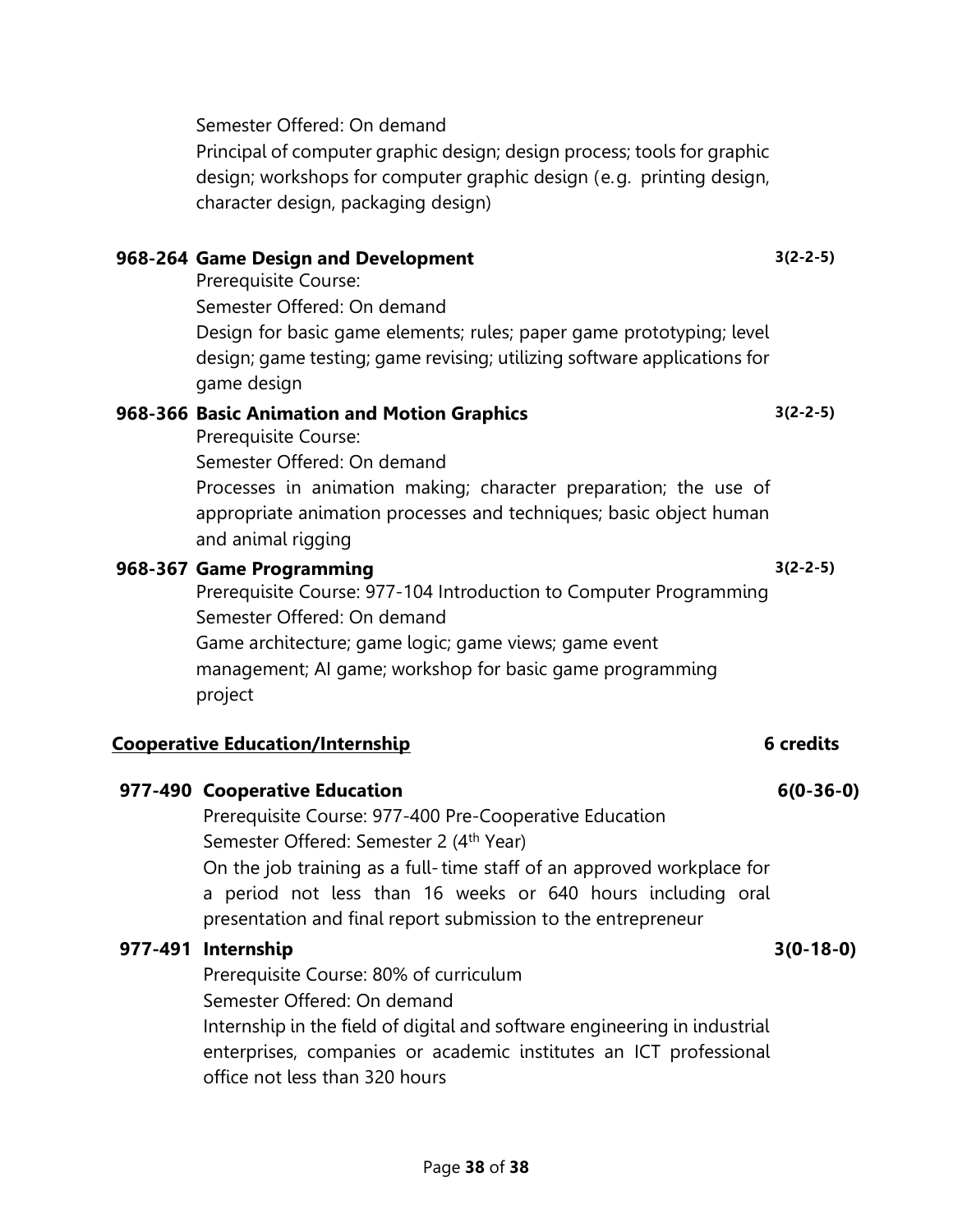Semester Offered: On demand

Principal of computer graphic design; design process; tools for graphic design; workshops for computer graphic design (e.g. printing design, character design, packaging design)

**968-264 Game Design and Development** **3(2-2-5)**

Prerequisite Course:

Semester Offered: On demand

Design for basic game elements; rules; paper game prototyping; level design; game testing; game revising; utilizing software applications for game design

**968-366 Basic Animation and Motion Graphics** **3(2-2-5)**

Prerequisite Course:

Semester Offered: On demand

Processes in animation making; character preparation; the use of appropriate animation processes and techniques; basic object human and animal rigging

**968-367 Game Programming** **3(2-2-5)**

Prerequisite Course: 977-104 Introduction to Computer Programming

Semester Offered: On demand

Game architecture; game logic; game views; game event management; AI game; workshop for basic game programming project

## Cooperative Education/Internship **6 credits**

**977-490 Cooperative Education** **6(0-36-0)**

Prerequisite Course: 977-400 Pre-Cooperative Education

Semester Offered: Semester 2 (4th Year)

On the job training as a full-time staff of an approved workplace for a period not less than 16 weeks or 640 hours including oral presentation and final report submission to the entrepreneur

**977-491 Internship** **3(0-18-0)**

Prerequisite Course: 80% of curriculum

Semester Offered: On demand

Internship in the field of digital and software engineering in industrial enterprises, companies or academic institutes an ICT professional office not less than 320 hours